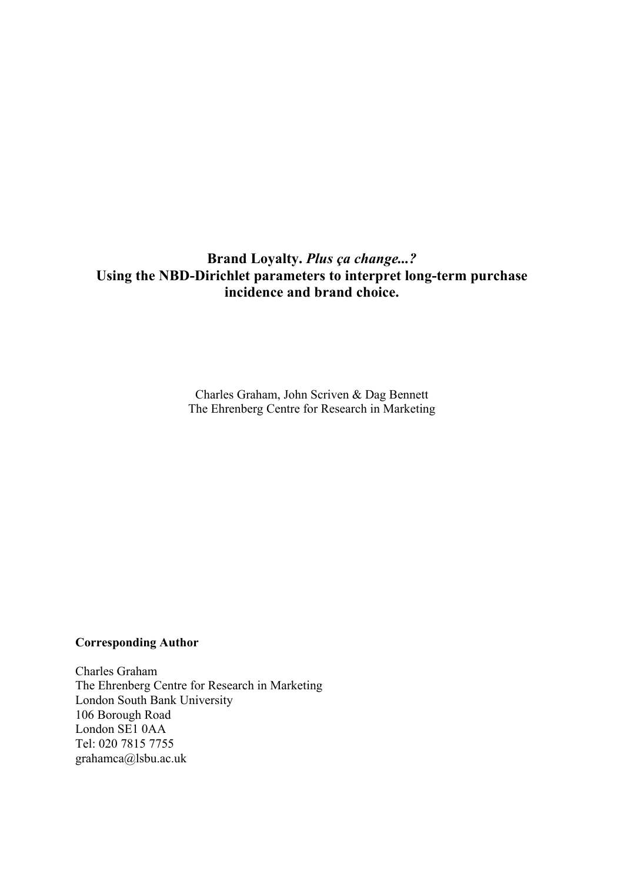# **Brand Loyalty.** ***Plus ça change...?*** **Using the NBD-Dirichlet parameters to interpret long-term purchase incidence and brand choice.**

Charles Graham, John Scriven & Dag Bennett
The Ehrenberg Centre for Research in Marketing

**Corresponding Author**

Charles Graham
The Ehrenberg Centre for Research in Marketing
London South Bank University
106 Borough Road
London SE1 0AA
Tel: 020 7815 7755
grahamca@lsbu.ac.uk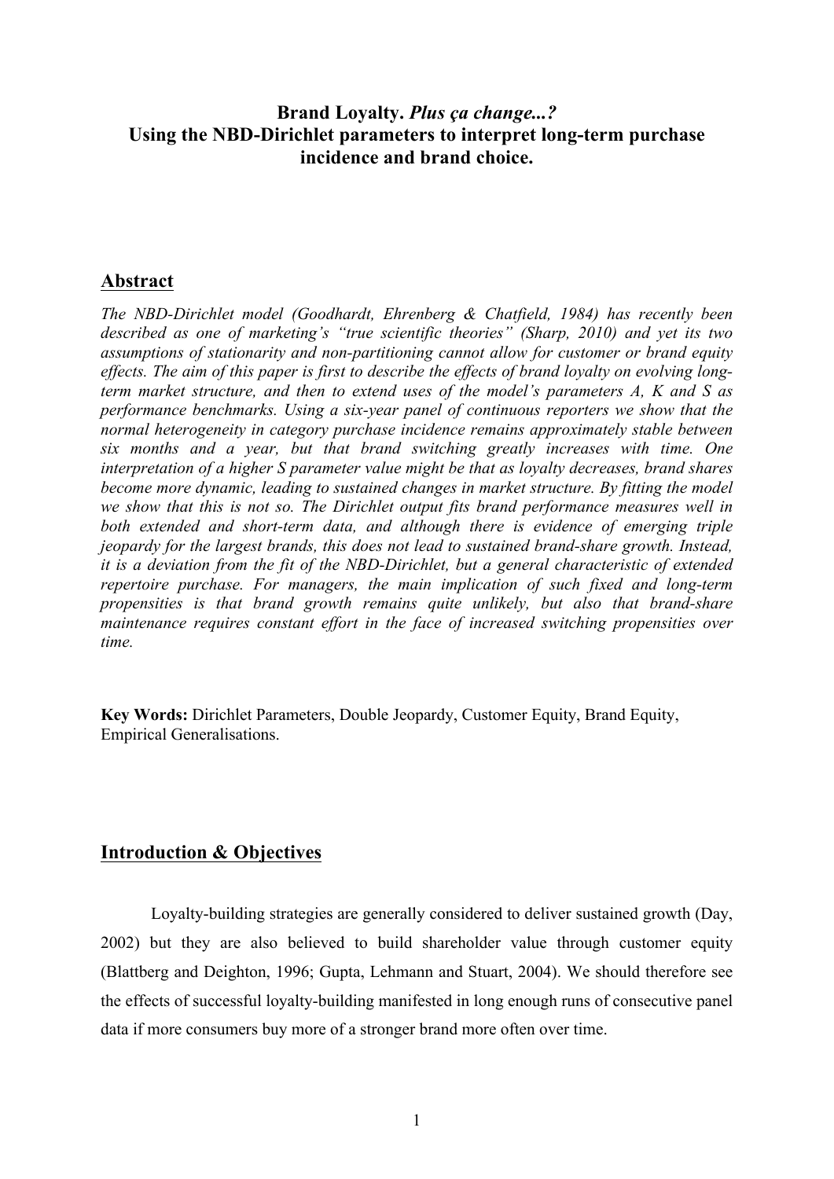# Brand Loyalty. *Plus ça change...?*
# Using the NBD-Dirichlet parameters to interpret long-term purchase incidence and brand choice.

## Abstract

*The NBD-Dirichlet model (Goodhardt, Ehrenberg & Chatfield, 1984) has recently been described as one of marketing's "true scientific theories" (Sharp, 2010) and yet its two assumptions of stationarity and non-partitioning cannot allow for customer or brand equity effects. The aim of this paper is first to describe the effects of brand loyalty on evolving long-term market structure, and then to extend uses of the model's parameters A, K and S as performance benchmarks. Using a six-year panel of continuous reporters we show that the normal heterogeneity in category purchase incidence remains approximately stable between six months and a year, but that brand switching greatly increases with time. One interpretation of a higher S parameter value might be that as loyalty decreases, brand shares become more dynamic, leading to sustained changes in market structure. By fitting the model we show that this is not so. The Dirichlet output fits brand performance measures well in both extended and short-term data, and although there is evidence of emerging triple jeopardy for the largest brands, this does not lead to sustained brand-share growth. Instead, it is a deviation from the fit of the NBD-Dirichlet, but a general characteristic of extended repertoire purchase. For managers, the main implication of such fixed and long-term propensities is that brand growth remains quite unlikely, but also that brand-share maintenance requires constant effort in the face of increased switching propensities over time.*

**Key Words:** Dirichlet Parameters, Double Jeopardy, Customer Equity, Brand Equity, Empirical Generalisations.

## Introduction & Objectives

Loyalty-building strategies are generally considered to deliver sustained growth (Day, 2002) but they are also believed to build shareholder value through customer equity (Blattberg and Deighton, 1996; Gupta, Lehmann and Stuart, 2004). We should therefore see the effects of successful loyalty-building manifested in long enough runs of consecutive panel data if more consumers buy more of a stronger brand more often over time.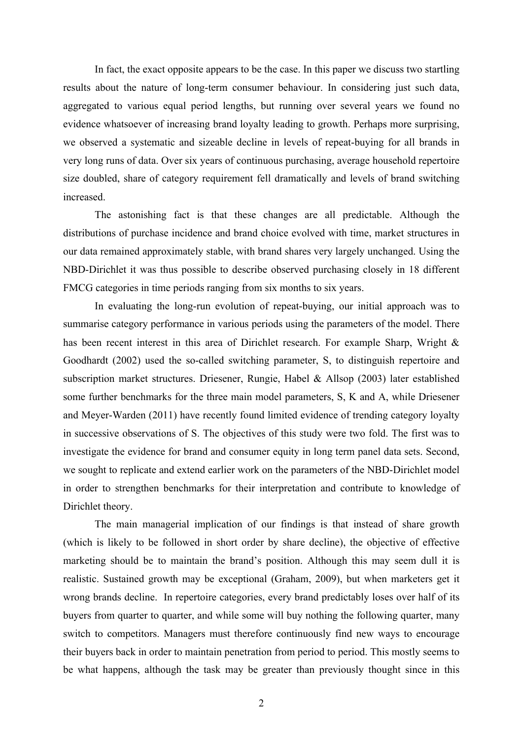In fact, the exact opposite appears to be the case. In this paper we discuss two startling results about the nature of long-term consumer behaviour. In considering just such data, aggregated to various equal period lengths, but running over several years we found no evidence whatsoever of increasing brand loyalty leading to growth. Perhaps more surprising, we observed a systematic and sizeable decline in levels of repeat-buying for all brands in very long runs of data. Over six years of continuous purchasing, average household repertoire size doubled, share of category requirement fell dramatically and levels of brand switching increased.

The astonishing fact is that these changes are all predictable. Although the distributions of purchase incidence and brand choice evolved with time, market structures in our data remained approximately stable, with brand shares very largely unchanged. Using the NBD-Dirichlet it was thus possible to describe observed purchasing closely in 18 different FMCG categories in time periods ranging from six months to six years.

In evaluating the long-run evolution of repeat-buying, our initial approach was to summarise category performance in various periods using the parameters of the model. There has been recent interest in this area of Dirichlet research. For example Sharp, Wright & Goodhardt (2002) used the so-called switching parameter, S, to distinguish repertoire and subscription market structures. Driesener, Rungie, Habel & Allsop (2003) later established some further benchmarks for the three main model parameters, S, K and A, while Driesener and Meyer-Warden (2011) have recently found limited evidence of trending category loyalty in successive observations of S. The objectives of this study were two fold. The first was to investigate the evidence for brand and consumer equity in long term panel data sets. Second, we sought to replicate and extend earlier work on the parameters of the NBD-Dirichlet model in order to strengthen benchmarks for their interpretation and contribute to knowledge of Dirichlet theory.

The main managerial implication of our findings is that instead of share growth (which is likely to be followed in short order by share decline), the objective of effective marketing should be to maintain the brand's position. Although this may seem dull it is realistic. Sustained growth may be exceptional (Graham, 2009), but when marketers get it wrong brands decline. In repertoire categories, every brand predictably loses over half of its buyers from quarter to quarter, and while some will buy nothing the following quarter, many switch to competitors. Managers must therefore continuously find new ways to encourage their buyers back in order to maintain penetration from period to period. This mostly seems to be what happens, although the task may be greater than previously thought since in this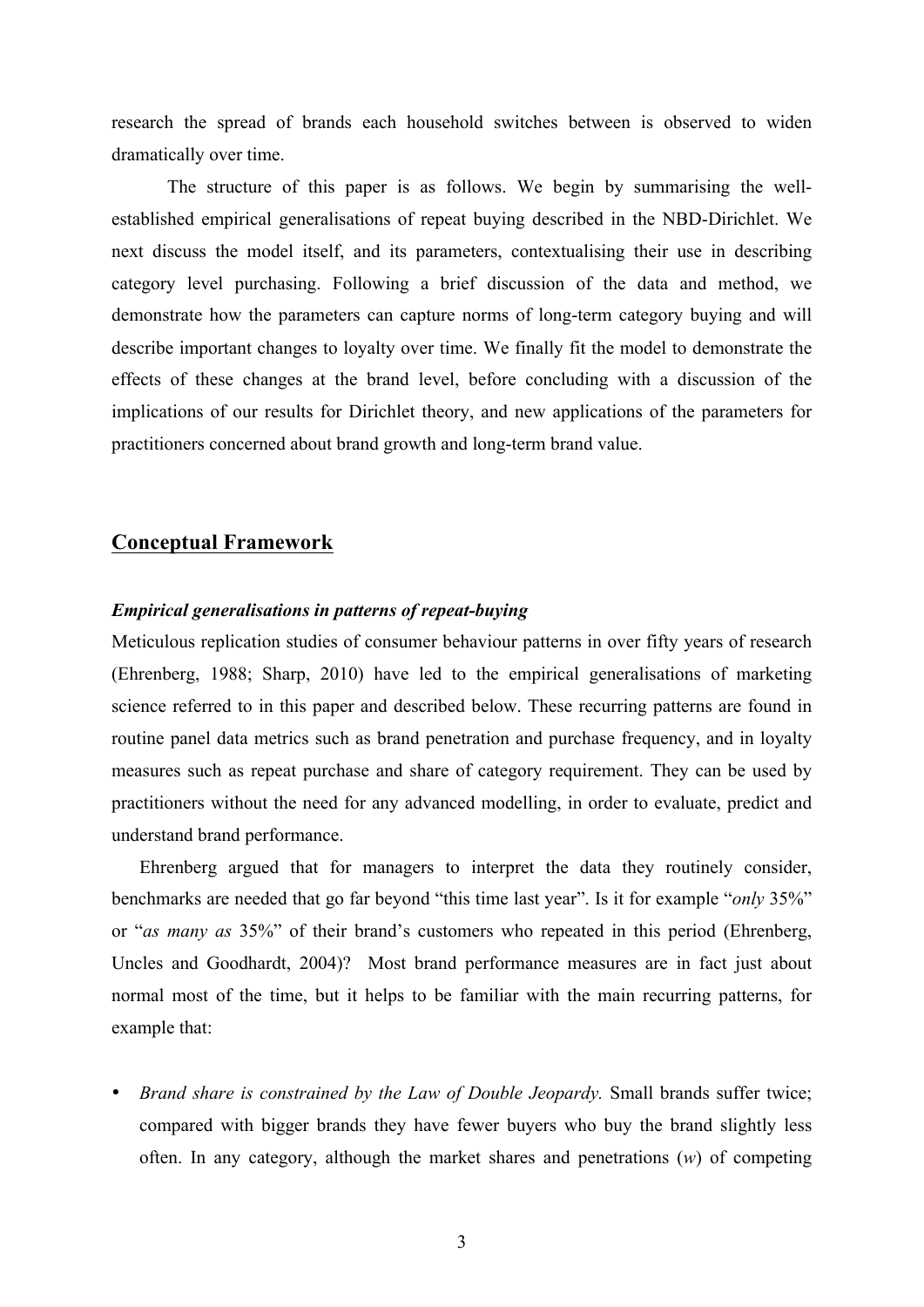research the spread of brands each household switches between is observed to widen dramatically over time.

The structure of this paper is as follows. We begin by summarising the well-established empirical generalisations of repeat buying described in the NBD-Dirichlet. We next discuss the model itself, and its parameters, contextualising their use in describing category level purchasing. Following a brief discussion of the data and method, we demonstrate how the parameters can capture norms of long-term category buying and will describe important changes to loyalty over time. We finally fit the model to demonstrate the effects of these changes at the brand level, before concluding with a discussion of the implications of our results for Dirichlet theory, and new applications of the parameters for practitioners concerned about brand growth and long-term brand value.

## Conceptual Framework

### *Empirical generalisations in patterns of repeat-buying*

Meticulous replication studies of consumer behaviour patterns in over fifty years of research (Ehrenberg, 1988; Sharp, 2010) have led to the empirical generalisations of marketing science referred to in this paper and described below. These recurring patterns are found in routine panel data metrics such as brand penetration and purchase frequency, and in loyalty measures such as repeat purchase and share of category requirement. They can be used by practitioners without the need for any advanced modelling, in order to evaluate, predict and understand brand performance.

Ehrenberg argued that for managers to interpret the data they routinely consider, benchmarks are needed that go far beyond "this time last year". Is it for example "*only* 35%" or "*as many as* 35%" of their brand's customers who repeated in this period (Ehrenberg, Uncles and Goodhardt, 2004)? Most brand performance measures are in fact just about normal most of the time, but it helps to be familiar with the main recurring patterns, for example that:

- *Brand share is constrained by the Law of Double Jeopardy.* Small brands suffer twice; compared with bigger brands they have fewer buyers who buy the brand slightly less often. In any category, although the market shares and penetrations ($w$) of competing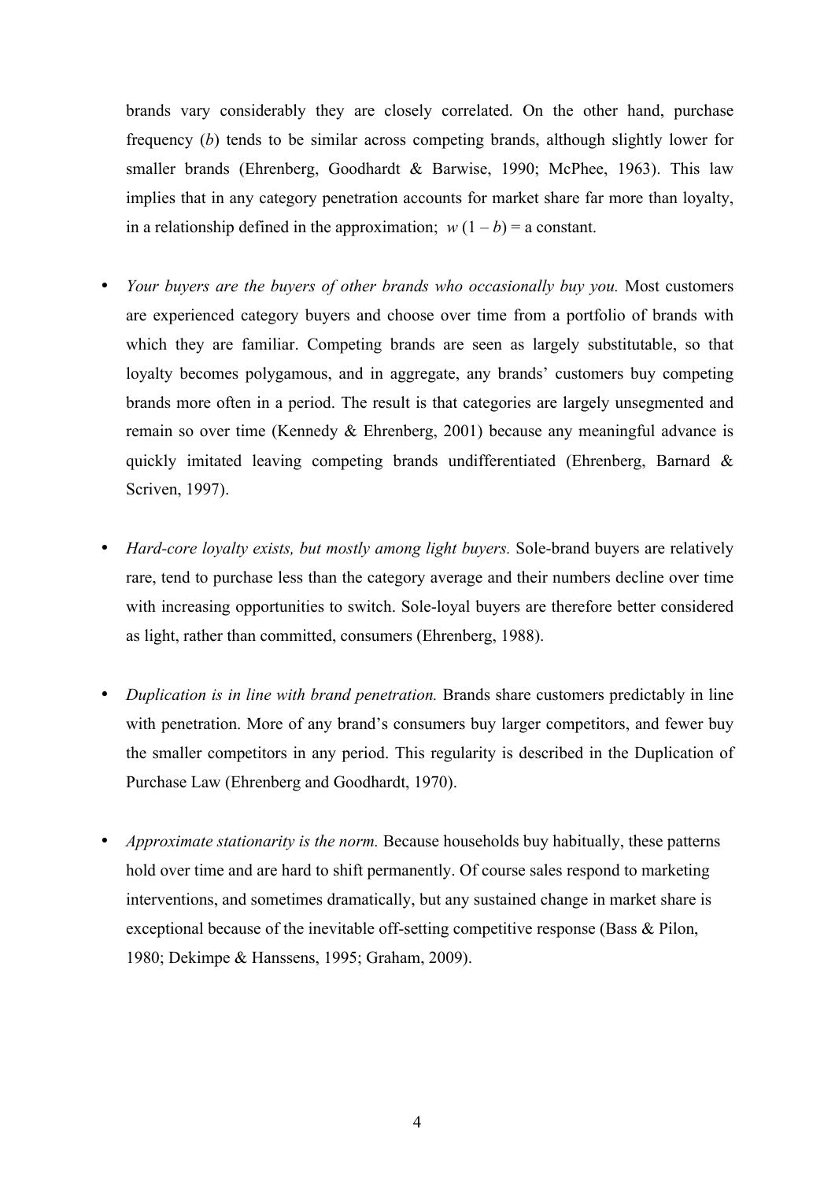brands vary considerably they are closely correlated. On the other hand, purchase frequency ($b$) tends to be similar across competing brands, although slightly lower for smaller brands (Ehrenberg, Goodhardt & Barwise, 1990; McPhee, 1963). This law implies that in any category penetration accounts for market share far more than loyalty, in a relationship defined in the approximation; $w(1 - b)$ = a constant.

- *Your buyers are the buyers of other brands who occasionally buy you.* Most customers are experienced category buyers and choose over time from a portfolio of brands with which they are familiar. Competing brands are seen as largely substitutable, so that loyalty becomes polygamous, and in aggregate, any brands' customers buy competing brands more often in a period. The result is that categories are largely unsegmented and remain so over time (Kennedy & Ehrenberg, 2001) because any meaningful advance is quickly imitated leaving competing brands undifferentiated (Ehrenberg, Barnard & Scriven, 1997).

- *Hard-core loyalty exists, but mostly among light buyers.* Sole-brand buyers are relatively rare, tend to purchase less than the category average and their numbers decline over time with increasing opportunities to switch. Sole-loyal buyers are therefore better considered as light, rather than committed, consumers (Ehrenberg, 1988).

- *Duplication is in line with brand penetration.* Brands share customers predictably in line with penetration. More of any brand's consumers buy larger competitors, and fewer buy the smaller competitors in any period. This regularity is described in the Duplication of Purchase Law (Ehrenberg and Goodhardt, 1970).

- *Approximate stationarity is the norm.* Because households buy habitually, these patterns hold over time and are hard to shift permanently. Of course sales respond to marketing interventions, and sometimes dramatically, but any sustained change in market share is exceptional because of the inevitable off-setting competitive response (Bass & Pilon, 1980; Dekimpe & Hanssens, 1995; Graham, 2009).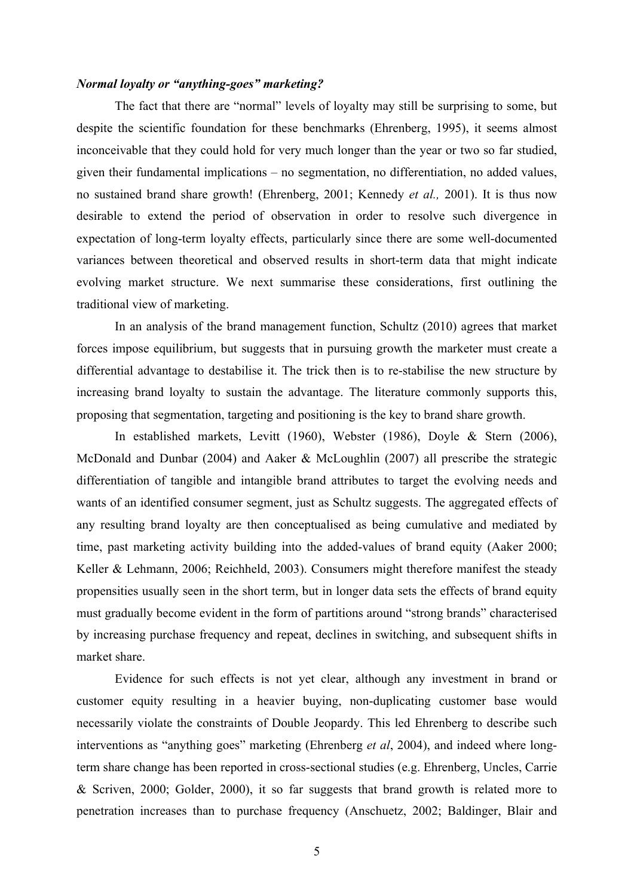***Normal loyalty or "anything-goes" marketing?***

The fact that there are "normal" levels of loyalty may still be surprising to some, but despite the scientific foundation for these benchmarks (Ehrenberg, 1995), it seems almost inconceivable that they could hold for very much longer than the year or two so far studied, given their fundamental implications – no segmentation, no differentiation, no added values, no sustained brand share growth! (Ehrenberg, 2001; Kennedy *et al.,* 2001). It is thus now desirable to extend the period of observation in order to resolve such divergence in expectation of long-term loyalty effects, particularly since there are some well-documented variances between theoretical and observed results in short-term data that might indicate evolving market structure. We next summarise these considerations, first outlining the traditional view of marketing.

In an analysis of the brand management function, Schultz (2010) agrees that market forces impose equilibrium, but suggests that in pursuing growth the marketer must create a differential advantage to destabilise it. The trick then is to re-stabilise the new structure by increasing brand loyalty to sustain the advantage. The literature commonly supports this, proposing that segmentation, targeting and positioning is the key to brand share growth.

In established markets, Levitt (1960), Webster (1986), Doyle & Stern (2006), McDonald and Dunbar (2004) and Aaker & McLoughlin (2007) all prescribe the strategic differentiation of tangible and intangible brand attributes to target the evolving needs and wants of an identified consumer segment, just as Schultz suggests. The aggregated effects of any resulting brand loyalty are then conceptualised as being cumulative and mediated by time, past marketing activity building into the added-values of brand equity (Aaker 2000; Keller & Lehmann, 2006; Reichheld, 2003). Consumers might therefore manifest the steady propensities usually seen in the short term, but in longer data sets the effects of brand equity must gradually become evident in the form of partitions around "strong brands" characterised by increasing purchase frequency and repeat, declines in switching, and subsequent shifts in market share.

Evidence for such effects is not yet clear, although any investment in brand or customer equity resulting in a heavier buying, non-duplicating customer base would necessarily violate the constraints of Double Jeopardy. This led Ehrenberg to describe such interventions as "anything goes" marketing (Ehrenberg *et al*, 2004), and indeed where long-term share change has been reported in cross-sectional studies (e.g. Ehrenberg, Uncles, Carrie & Scriven, 2000; Golder, 2000), it so far suggests that brand growth is related more to penetration increases than to purchase frequency (Anschuetz, 2002; Baldinger, Blair and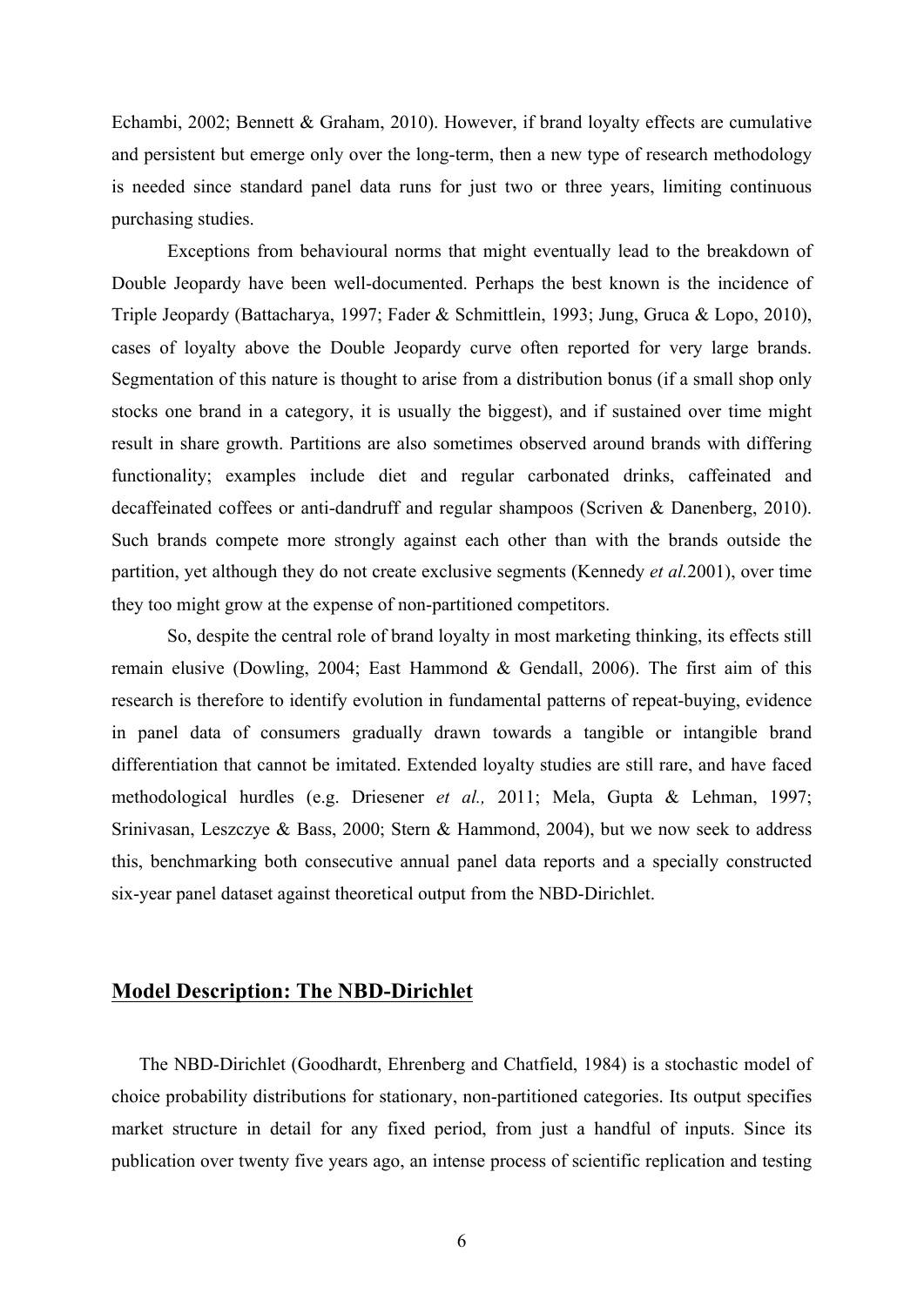Echambi, 2002; Bennett & Graham, 2010). However, if brand loyalty effects are cumulative and persistent but emerge only over the long-term, then a new type of research methodology is needed since standard panel data runs for just two or three years, limiting continuous purchasing studies.

Exceptions from behavioural norms that might eventually lead to the breakdown of Double Jeopardy have been well-documented. Perhaps the best known is the incidence of Triple Jeopardy (Battacharya, 1997; Fader & Schmittlein, 1993; Jung, Gruca & Lopo, 2010), cases of loyalty above the Double Jeopardy curve often reported for very large brands. Segmentation of this nature is thought to arise from a distribution bonus (if a small shop only stocks one brand in a category, it is usually the biggest), and if sustained over time might result in share growth. Partitions are also sometimes observed around brands with differing functionality; examples include diet and regular carbonated drinks, caffeinated and decaffeinated coffees or anti-dandruff and regular shampoos (Scriven & Danenberg, 2010). Such brands compete more strongly against each other than with the brands outside the partition, yet although they do not create exclusive segments (Kennedy *et al.*2001), over time they too might grow at the expense of non-partitioned competitors.

So, despite the central role of brand loyalty in most marketing thinking, its effects still remain elusive (Dowling, 2004; East Hammond & Gendall, 2006). The first aim of this research is therefore to identify evolution in fundamental patterns of repeat-buying, evidence in panel data of consumers gradually drawn towards a tangible or intangible brand differentiation that cannot be imitated. Extended loyalty studies are still rare, and have faced methodological hurdles (e.g. Driesener *et al.,* 2011; Mela, Gupta & Lehman, 1997; Srinivasan, Leszczye & Bass, 2000; Stern & Hammond, 2004), but we now seek to address this, benchmarking both consecutive annual panel data reports and a specially constructed six-year panel dataset against theoretical output from the NBD-Dirichlet.

## Model Description: The NBD-Dirichlet

The NBD-Dirichlet (Goodhardt, Ehrenberg and Chatfield, 1984) is a stochastic model of choice probability distributions for stationary, non-partitioned categories. Its output specifies market structure in detail for any fixed period, from just a handful of inputs. Since its publication over twenty five years ago, an intense process of scientific replication and testing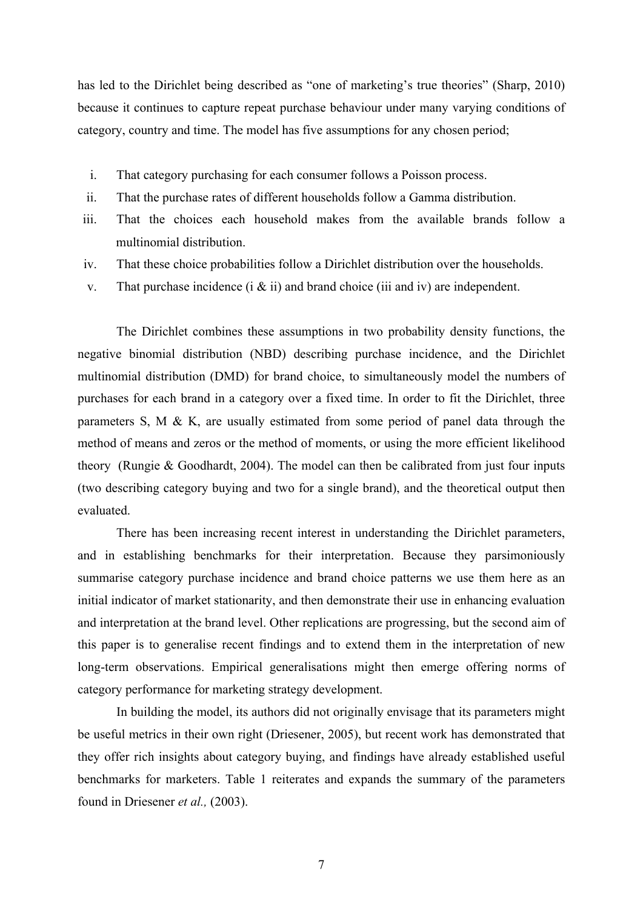has led to the Dirichlet being described as "one of marketing's true theories" (Sharp, 2010) because it continues to capture repeat purchase behaviour under many varying conditions of category, country and time. The model has five assumptions for any chosen period;

i. That category purchasing for each consumer follows a Poisson process.
ii. That the purchase rates of different households follow a Gamma distribution.
iii. That the choices each household makes from the available brands follow a multinomial distribution.
iv. That these choice probabilities follow a Dirichlet distribution over the households.
v. That purchase incidence (i & ii) and brand choice (iii and iv) are independent.

The Dirichlet combines these assumptions in two probability density functions, the negative binomial distribution (NBD) describing purchase incidence, and the Dirichlet multinomial distribution (DMD) for brand choice, to simultaneously model the numbers of purchases for each brand in a category over a fixed time. In order to fit the Dirichlet, three parameters S, M & K, are usually estimated from some period of panel data through the method of means and zeros or the method of moments, or using the more efficient likelihood theory (Rungie & Goodhardt, 2004). The model can then be calibrated from just four inputs (two describing category buying and two for a single brand), and the theoretical output then evaluated.

There has been increasing recent interest in understanding the Dirichlet parameters, and in establishing benchmarks for their interpretation. Because they parsimoniously summarise category purchase incidence and brand choice patterns we use them here as an initial indicator of market stationarity, and then demonstrate their use in enhancing evaluation and interpretation at the brand level. Other replications are progressing, but the second aim of this paper is to generalise recent findings and to extend them in the interpretation of new long-term observations. Empirical generalisations might then emerge offering norms of category performance for marketing strategy development.

In building the model, its authors did not originally envisage that its parameters might be useful metrics in their own right (Driesener, 2005), but recent work has demonstrated that they offer rich insights about category buying, and findings have already established useful benchmarks for marketers. Table 1 reiterates and expands the summary of the parameters found in Driesener *et al.,* (2003).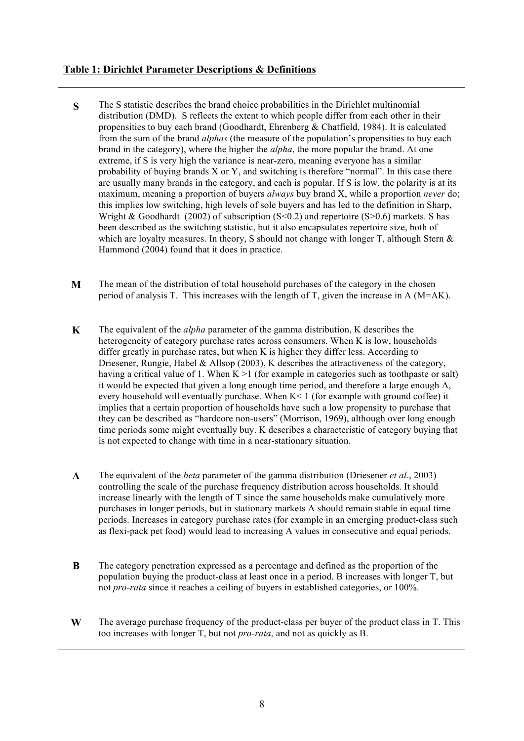**Table 1: Dirichlet Parameter Descriptions & Definitions**

| | |
|---|---|
| **S** | The S statistic describes the brand choice probabilities in the Dirichlet multinomial distribution (DMD). S reflects the extent to which people differ from each other in their propensities to buy each brand (Goodhardt, Ehrenberg & Chatfield, 1984). It is calculated from the sum of the brand *alphas* (the measure of the population's propensities to buy each brand in the category), where the higher the *alpha*, the more popular the brand. At one extreme, if S is very high the variance is near-zero, meaning everyone has a similar probability of buying brands X or Y, and switching is therefore "normal". In this case there are usually many brands in the category, and each is popular. If S is low, the polarity is at its maximum, meaning a proportion of buyers *always* buy brand X, while a proportion *never* do; this implies low switching, high levels of sole buyers and has led to the definition in Sharp, Wright & Goodhardt (2002) of subscription ($S<0.2$) and repertoire ($S>0.6$) markets. S has been described as the switching statistic, but it also encapsulates repertoire size, both of which are loyalty measures. In theory, S should not change with longer T, although Stern & Hammond (2004) found that it does in practice. |
| **M** | The mean of the distribution of total household purchases of the category in the chosen period of analysis T. This increases with the length of T, given the increase in A ($M=AK$). |
| **K** | The equivalent of the *alpha* parameter of the gamma distribution, K describes the heterogeneity of category purchase rates across consumers. When K is low, households differ greatly in purchase rates, but when K is higher they differ less. According to Driesener, Rungie, Habel & Allsop (2003), K describes the attractiveness of the category, having a critical value of 1. When $K>1$ (for example in categories such as toothpaste or salt) it would be expected that given a long enough time period, and therefore a large enough A, every household will eventually purchase. When $K<1$ (for example with ground coffee) it implies that a certain proportion of households have such a low propensity to purchase that they can be described as "hardcore non-users" (Morrison, 1969), although over long enough time periods some might eventually buy. K describes a characteristic of category buying that is not expected to change with time in a near-stationary situation. |
| **A** | The equivalent of the *beta* parameter of the gamma distribution (Driesener *et al*., 2003) controlling the scale of the purchase frequency distribution across households. It should increase linearly with the length of T since the same households make cumulatively more purchases in longer periods, but in stationary markets A should remain stable in equal time periods. Increases in category purchase rates (for example in an emerging product-class such as flexi-pack pet food) would lead to increasing A values in consecutive and equal periods. |
| **B** | The category penetration expressed as a percentage and defined as the proportion of the population buying the product-class at least once in a period. B increases with longer T, but not *pro-rata* since it reaches a ceiling of buyers in established categories, or 100%. |
| **W** | The average purchase frequency of the product-class per buyer of the product class in T. This too increases with longer T, but not *pro-rata*, and not as quickly as B. |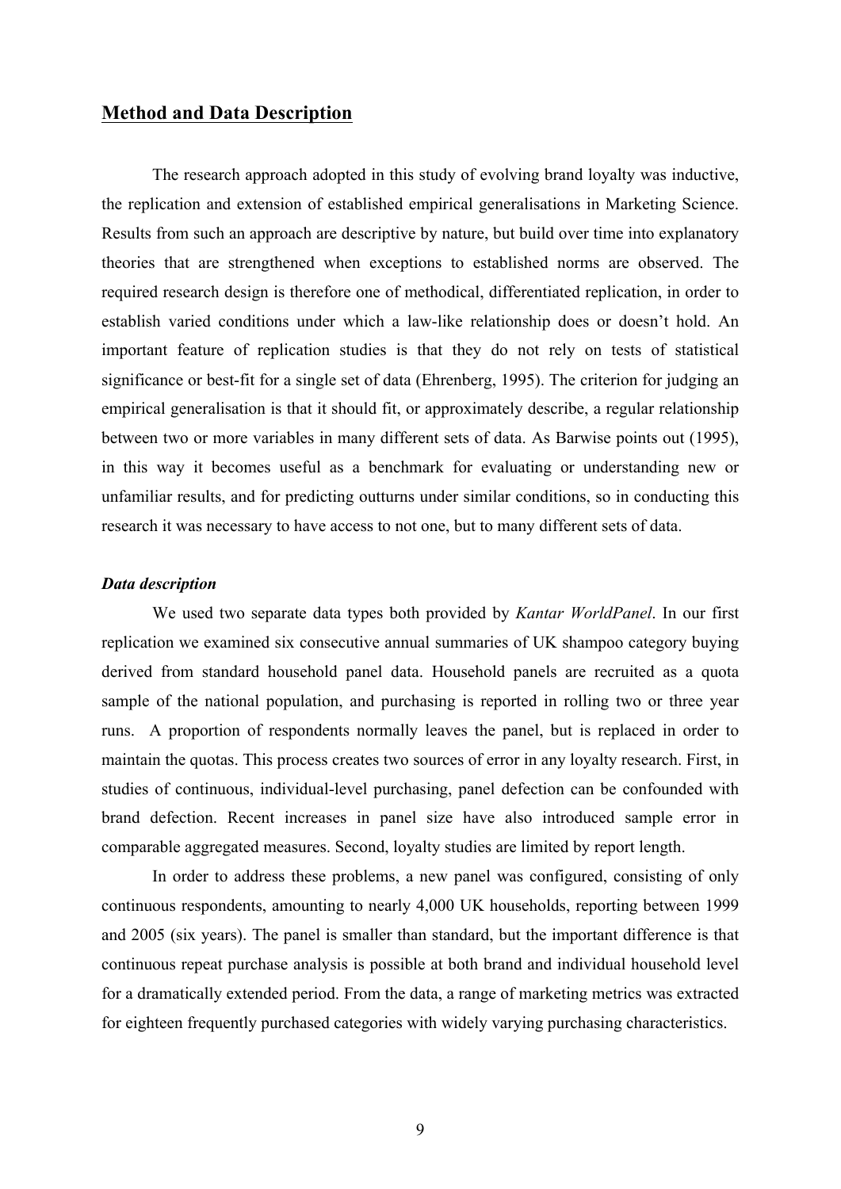## Method and Data Description

The research approach adopted in this study of evolving brand loyalty was inductive, the replication and extension of established empirical generalisations in Marketing Science. Results from such an approach are descriptive by nature, but build over time into explanatory theories that are strengthened when exceptions to established norms are observed. The required research design is therefore one of methodical, differentiated replication, in order to establish varied conditions under which a law-like relationship does or doesn't hold. An important feature of replication studies is that they do not rely on tests of statistical significance or best-fit for a single set of data (Ehrenberg, 1995). The criterion for judging an empirical generalisation is that it should fit, or approximately describe, a regular relationship between two or more variables in many different sets of data. As Barwise points out (1995), in this way it becomes useful as a benchmark for evaluating or understanding new or unfamiliar results, and for predicting outturns under similar conditions, so in conducting this research it was necessary to have access to not one, but to many different sets of data.

### *Data description*

We used two separate data types both provided by *Kantar WorldPanel*. In our first replication we examined six consecutive annual summaries of UK shampoo category buying derived from standard household panel data. Household panels are recruited as a quota sample of the national population, and purchasing is reported in rolling two or three year runs. A proportion of respondents normally leaves the panel, but is replaced in order to maintain the quotas. This process creates two sources of error in any loyalty research. First, in studies of continuous, individual-level purchasing, panel defection can be confounded with brand defection. Recent increases in panel size have also introduced sample error in comparable aggregated measures. Second, loyalty studies are limited by report length.

In order to address these problems, a new panel was configured, consisting of only continuous respondents, amounting to nearly 4,000 UK households, reporting between 1999 and 2005 (six years). The panel is smaller than standard, but the important difference is that continuous repeat purchase analysis is possible at both brand and individual household level for a dramatically extended period. From the data, a range of marketing metrics was extracted for eighteen frequently purchased categories with widely varying purchasing characteristics.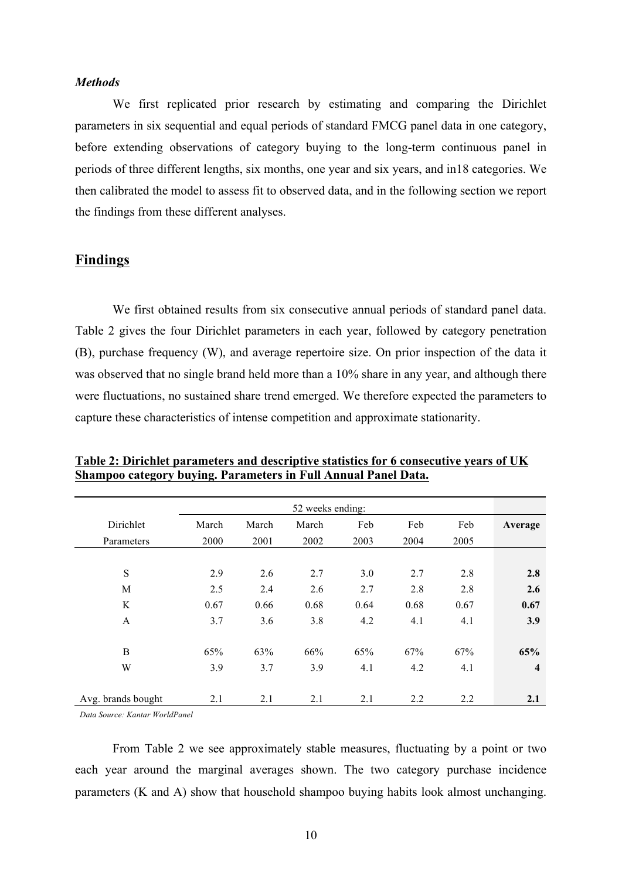*Methods*

We first replicated prior research by estimating and comparing the Dirichlet parameters in six sequential and equal periods of standard FMCG panel data in one category, before extending observations of category buying to the long-term continuous panel in periods of three different lengths, six months, one year and six years, and in18 categories. We then calibrated the model to assess fit to observed data, and in the following section we report the findings from these different analyses.

## Findings

We first obtained results from six consecutive annual periods of standard panel data. Table 2 gives the four Dirichlet parameters in each year, followed by category penetration (B), purchase frequency (W), and average repertoire size. On prior inspection of the data it was observed that no single brand held more than a 10% share in any year, and although there were fluctuations, no sustained share trend emerged. We therefore expected the parameters to capture these characteristics of intense competition and approximate stationarity.

**Table 2: Dirichlet parameters and descriptive statistics for 6 consecutive years of UK Shampoo category buying. Parameters in Full Annual Panel Data.**

| | 52 weeks ending: | | | | | | |
|---|---|---|---|---|---|---|---|
| Dirichlet Parameters | March 2000 | March 2001 | March 2002 | Feb 2003 | Feb 2004 | Feb 2005 | **Average** |
| S | 2.9 | 2.6 | 2.7 | 3.0 | 2.7 | 2.8 | **2.8** |
| M | 2.5 | 2.4 | 2.6 | 2.7 | 2.8 | 2.8 | **2.6** |
| K | 0.67 | 0.66 | 0.68 | 0.64 | 0.68 | 0.67 | **0.67** |
| A | 3.7 | 3.6 | 3.8 | 4.2 | 4.1 | 4.1 | **3.9** |
| B | 65% | 63% | 66% | 65% | 67% | 67% | **65%** |
| W | 3.9 | 3.7 | 3.9 | 4.1 | 4.2 | 4.1 | **4** |
| Avg. brands bought | 2.1 | 2.1 | 2.1 | 2.1 | 2.2 | 2.2 | **2.1** |

*Data Source: Kantar WorldPanel*

From Table 2 we see approximately stable measures, fluctuating by a point or two each year around the marginal averages shown. The two category purchase incidence parameters (K and A) show that household shampoo buying habits look almost unchanging.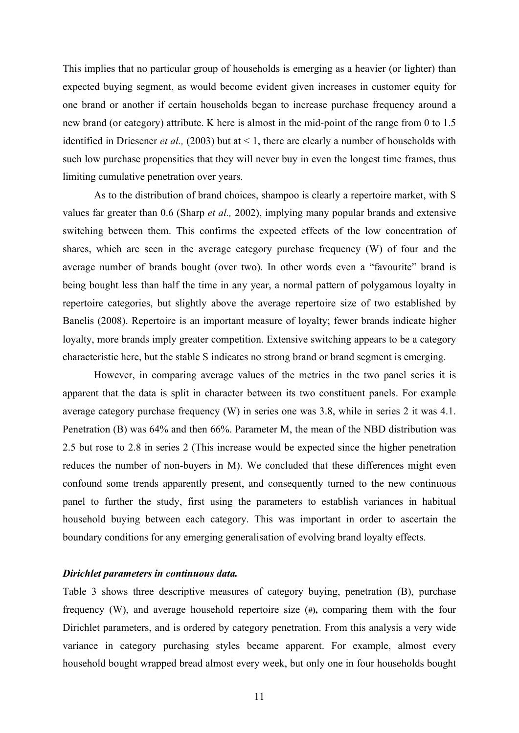This implies that no particular group of households is emerging as a heavier (or lighter) than expected buying segment, as would become evident given increases in customer equity for one brand or another if certain households began to increase purchase frequency around a new brand (or category) attribute. K here is almost in the mid-point of the range from 0 to 1.5 identified in Driesener *et al.,* (2003) but at < 1, there are clearly a number of households with such low purchase propensities that they will never buy in even the longest time frames, thus limiting cumulative penetration over years.

As to the distribution of brand choices, shampoo is clearly a repertoire market, with S values far greater than 0.6 (Sharp *et al.,* 2002), implying many popular brands and extensive switching between them. This confirms the expected effects of the low concentration of shares, which are seen in the average category purchase frequency (W) of four and the average number of brands bought (over two). In other words even a "favourite" brand is being bought less than half the time in any year, a normal pattern of polygamous loyalty in repertoire categories, but slightly above the average repertoire size of two established by Banelis (2008). Repertoire is an important measure of loyalty; fewer brands indicate higher loyalty, more brands imply greater competition. Extensive switching appears to be a category characteristic here, but the stable S indicates no strong brand or brand segment is emerging.

However, in comparing average values of the metrics in the two panel series it is apparent that the data is split in character between its two constituent panels. For example average category purchase frequency (W) in series one was 3.8, while in series 2 it was 4.1. Penetration (B) was 64% and then 66%. Parameter M, the mean of the NBD distribution was 2.5 but rose to 2.8 in series 2 (This increase would be expected since the higher penetration reduces the number of non-buyers in M). We concluded that these differences might even confound some trends apparently present, and consequently turned to the new continuous panel to further the study, first using the parameters to establish variances in habitual household buying between each category. This was important in order to ascertain the boundary conditions for any emerging generalisation of evolving brand loyalty effects.

### *Dirichlet parameters in continuous data.*

Table 3 shows three descriptive measures of category buying, penetration (B), purchase frequency (W), and average household repertoire size (**#**)**,** comparing them with the four Dirichlet parameters, and is ordered by category penetration. From this analysis a very wide variance in category purchasing styles became apparent. For example, almost every household bought wrapped bread almost every week, but only one in four households bought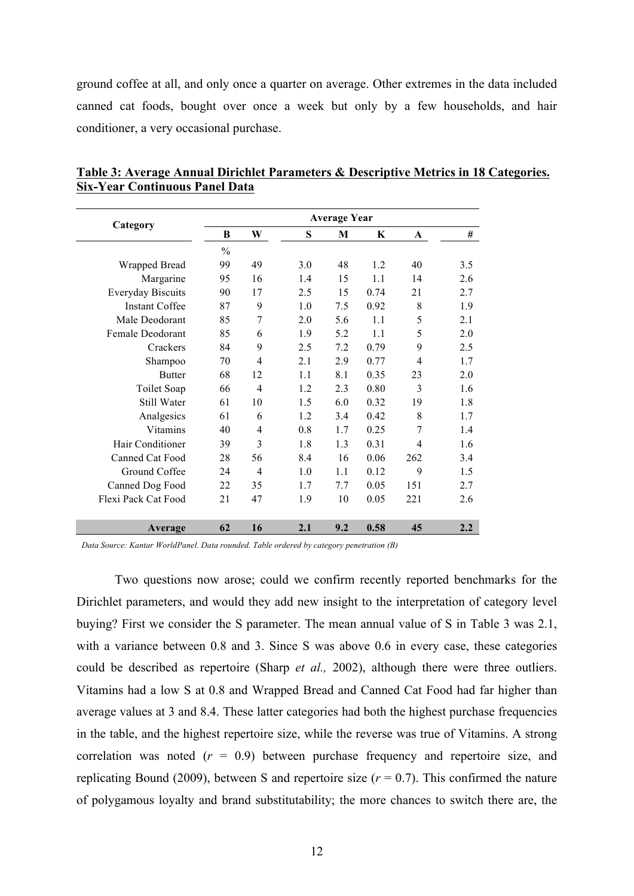ground coffee at all, and only once a quarter on average. Other extremes in the data included canned cat foods, bought over once a week but only by a few households, and hair conditioner, a very occasional purchase.

**Table 3: Average Annual Dirichlet Parameters & Descriptive Metrics in 18 Categories. Six-Year Continuous Panel Data**

| Category | Average Year | | | | | | |
|---|---|---|---|---|---|---|---|
| | B | W | S | M | K | A | # |
| | % | | | | | | |
| Wrapped Bread | 99 | 49 | 3.0 | 48 | 1.2 | 40 | 3.5 |
| Margarine | 95 | 16 | 1.4 | 15 | 1.1 | 14 | 2.6 |
| Everyday Biscuits | 90 | 17 | 2.5 | 15 | 0.74 | 21 | 2.7 |
| Instant Coffee | 87 | 9 | 1.0 | 7.5 | 0.92 | 8 | 1.9 |
| Male Deodorant | 85 | 7 | 2.0 | 5.6 | 1.1 | 5 | 2.1 |
| Female Deodorant | 85 | 6 | 1.9 | 5.2 | 1.1 | 5 | 2.0 |
| Crackers | 84 | 9 | 2.5 | 7.2 | 0.79 | 9 | 2.5 |
| Shampoo | 70 | 4 | 2.1 | 2.9 | 0.77 | 4 | 1.7 |
| Butter | 68 | 12 | 1.1 | 8.1 | 0.35 | 23 | 2.0 |
| Toilet Soap | 66 | 4 | 1.2 | 2.3 | 0.80 | 3 | 1.6 |
| Still Water | 61 | 10 | 1.5 | 6.0 | 0.32 | 19 | 1.8 |
| Analgesics | 61 | 6 | 1.2 | 3.4 | 0.42 | 8 | 1.7 |
| Vitamins | 40 | 4 | 0.8 | 1.7 | 0.25 | 7 | 1.4 |
| Hair Conditioner | 39 | 3 | 1.8 | 1.3 | 0.31 | 4 | 1.6 |
| Canned Cat Food | 28 | 56 | 8.4 | 16 | 0.06 | 262 | 3.4 |
| Ground Coffee | 24 | 4 | 1.0 | 1.1 | 0.12 | 9 | 1.5 |
| Canned Dog Food | 22 | 35 | 1.7 | 7.7 | 0.05 | 151 | 2.7 |
| Flexi Pack Cat Food | 21 | 47 | 1.9 | 10 | 0.05 | 221 | 2.6 |
| **Average** | **62** | **16** | **2.1** | **9.2** | **0.58** | **45** | **2.2** |

*Data Source: Kantar WorldPanel. Data rounded. Table ordered by category penetration (B)*

Two questions now arose; could we confirm recently reported benchmarks for the Dirichlet parameters, and would they add new insight to the interpretation of category level buying? First we consider the S parameter. The mean annual value of S in Table 3 was 2.1, with a variance between 0.8 and 3. Since S was above 0.6 in every case, these categories could be described as repertoire (Sharp *et al.,* 2002), although there were three outliers. Vitamins had a low S at 0.8 and Wrapped Bread and Canned Cat Food had far higher than average values at 3 and 8.4. These latter categories had both the highest purchase frequencies in the table, and the highest repertoire size, while the reverse was true of Vitamins. A strong correlation was noted ($r$ = 0.9) between purchase frequency and repertoire size, and replicating Bound (2009), between S and repertoire size ($r$ = 0.7). This confirmed the nature of polygamous loyalty and brand substitutability; the more chances to switch there are, the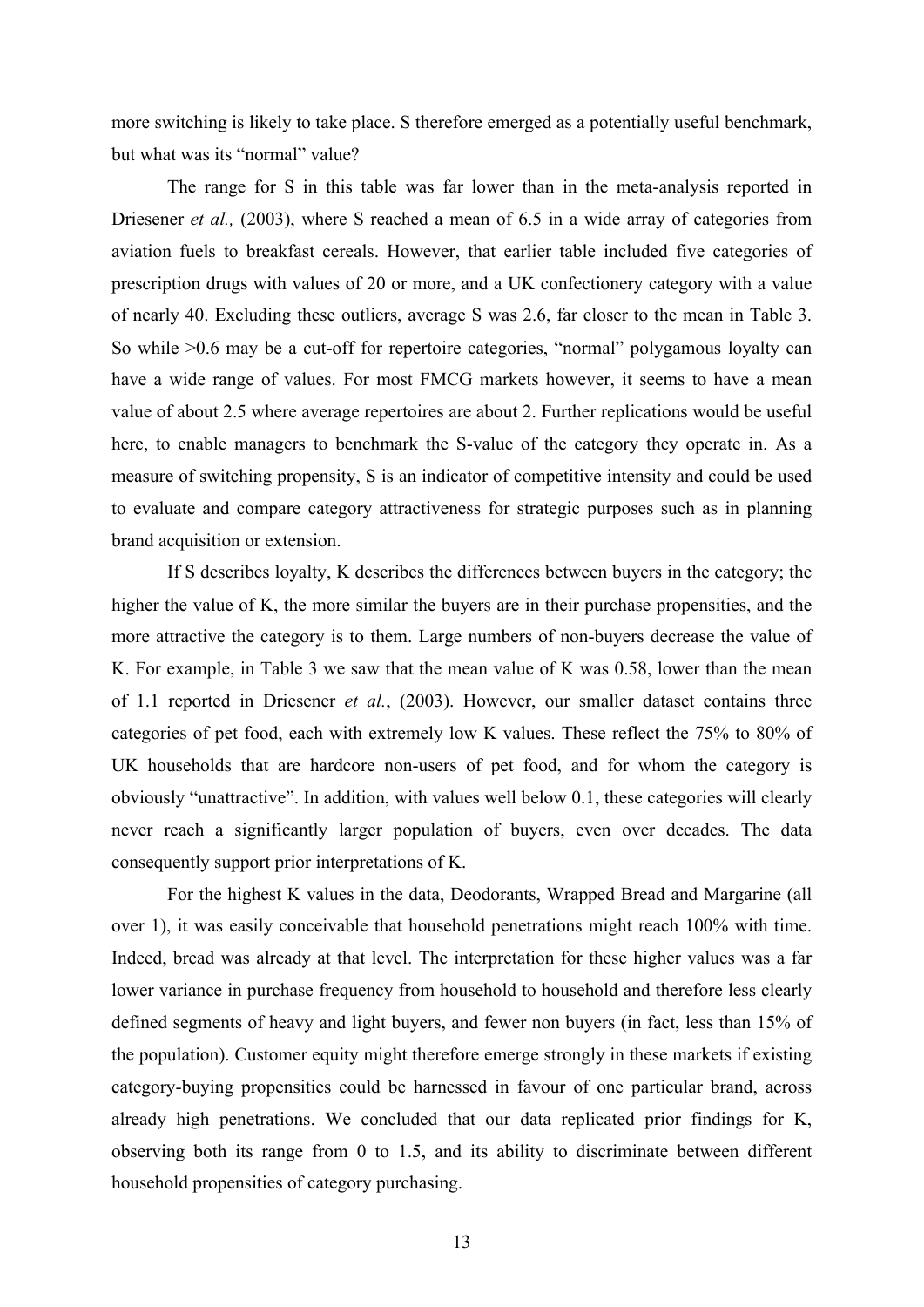more switching is likely to take place. S therefore emerged as a potentially useful benchmark, but what was its "normal" value?

The range for S in this table was far lower than in the meta-analysis reported in Driesener *et al.,* (2003), where S reached a mean of 6.5 in a wide array of categories from aviation fuels to breakfast cereals. However, that earlier table included five categories of prescription drugs with values of 20 or more, and a UK confectionery category with a value of nearly 40. Excluding these outliers, average S was 2.6, far closer to the mean in Table 3. So while >0.6 may be a cut-off for repertoire categories, "normal" polygamous loyalty can have a wide range of values. For most FMCG markets however, it seems to have a mean value of about 2.5 where average repertoires are about 2. Further replications would be useful here, to enable managers to benchmark the S-value of the category they operate in. As a measure of switching propensity, S is an indicator of competitive intensity and could be used to evaluate and compare category attractiveness for strategic purposes such as in planning brand acquisition or extension.

If S describes loyalty, K describes the differences between buyers in the category; the higher the value of K, the more similar the buyers are in their purchase propensities, and the more attractive the category is to them. Large numbers of non-buyers decrease the value of K. For example, in Table 3 we saw that the mean value of K was 0.58, lower than the mean of 1.1 reported in Driesener *et al.*, (2003). However, our smaller dataset contains three categories of pet food, each with extremely low K values. These reflect the 75% to 80% of UK households that are hardcore non-users of pet food, and for whom the category is obviously "unattractive". In addition, with values well below 0.1, these categories will clearly never reach a significantly larger population of buyers, even over decades. The data consequently support prior interpretations of K.

For the highest K values in the data, Deodorants, Wrapped Bread and Margarine (all over 1), it was easily conceivable that household penetrations might reach 100% with time. Indeed, bread was already at that level. The interpretation for these higher values was a far lower variance in purchase frequency from household to household and therefore less clearly defined segments of heavy and light buyers, and fewer non buyers (in fact, less than 15% of the population). Customer equity might therefore emerge strongly in these markets if existing category-buying propensities could be harnessed in favour of one particular brand, across already high penetrations. We concluded that our data replicated prior findings for K, observing both its range from 0 to 1.5, and its ability to discriminate between different household propensities of category purchasing.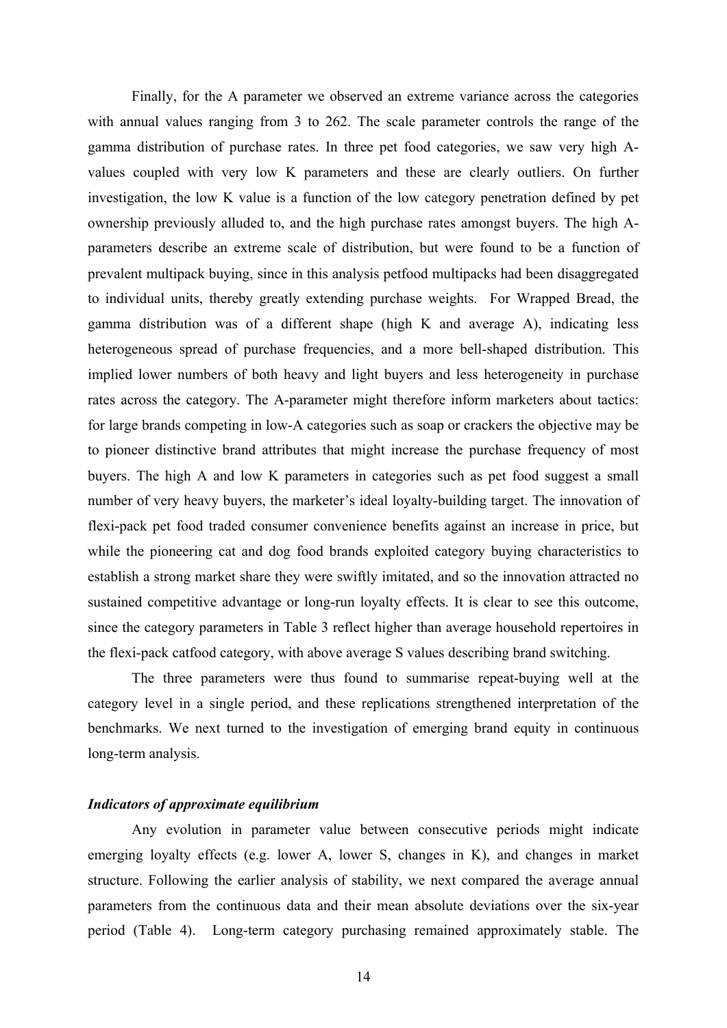Finally, for the A parameter we observed an extreme variance across the categories with annual values ranging from 3 to 262. The scale parameter controls the range of the gamma distribution of purchase rates. In three pet food categories, we saw very high A-values coupled with very low K parameters and these are clearly outliers. On further investigation, the low K value is a function of the low category penetration defined by pet ownership previously alluded to, and the high purchase rates amongst buyers. The high A-parameters describe an extreme scale of distribution, but were found to be a function of prevalent multipack buying, since in this analysis petfood multipacks had been disaggregated to individual units, thereby greatly extending purchase weights. For Wrapped Bread, the gamma distribution was of a different shape (high K and average A), indicating less heterogeneous spread of purchase frequencies, and a more bell-shaped distribution. This implied lower numbers of both heavy and light buyers and less heterogeneity in purchase rates across the category. The A-parameter might therefore inform marketers about tactics: for large brands competing in low-A categories such as soap or crackers the objective may be to pioneer distinctive brand attributes that might increase the purchase frequency of most buyers. The high A and low K parameters in categories such as pet food suggest a small number of very heavy buyers, the marketer's ideal loyalty-building target. The innovation of flexi-pack pet food traded consumer convenience benefits against an increase in price, but while the pioneering cat and dog food brands exploited category buying characteristics to establish a strong market share they were swiftly imitated, and so the innovation attracted no sustained competitive advantage or long-run loyalty effects. It is clear to see this outcome, since the category parameters in Table 3 reflect higher than average household repertoires in the flexi-pack catfood category, with above average S values describing brand switching.

The three parameters were thus found to summarise repeat-buying well at the category level in a single period, and these replications strengthened interpretation of the benchmarks. We next turned to the investigation of emerging brand equity in continuous long-term analysis.

### *Indicators of approximate equilibrium*

Any evolution in parameter value between consecutive periods might indicate emerging loyalty effects (e.g. lower A, lower S, changes in K), and changes in market structure. Following the earlier analysis of stability, we next compared the average annual parameters from the continuous data and their mean absolute deviations over the six-year period (Table 4). Long-term category purchasing remained approximately stable. The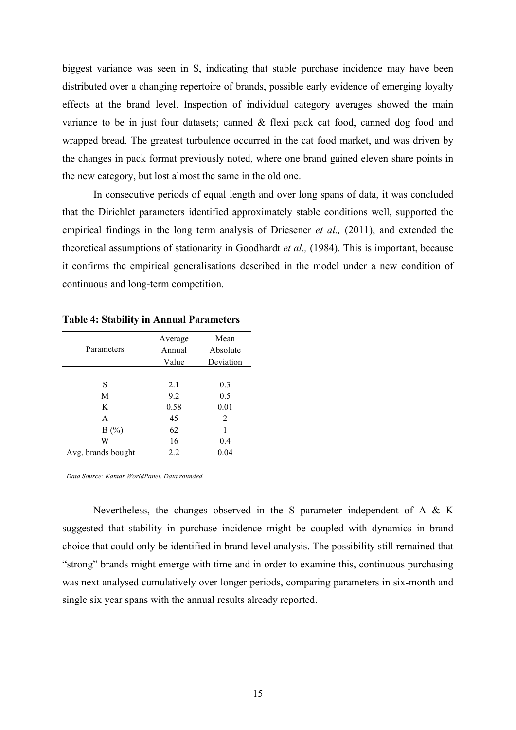biggest variance was seen in S, indicating that stable purchase incidence may have been distributed over a changing repertoire of brands, possible early evidence of emerging loyalty effects at the brand level. Inspection of individual category averages showed the main variance to be in just four datasets; canned & flexi pack cat food, canned dog food and wrapped bread. The greatest turbulence occurred in the cat food market, and was driven by the changes in pack format previously noted, where one brand gained eleven share points in the new category, but lost almost the same in the old one.

In consecutive periods of equal length and over long spans of data, it was concluded that the Dirichlet parameters identified approximately stable conditions well, supported the empirical findings in the long term analysis of Driesener *et al.,* (2011), and extended the theoretical assumptions of stationarity in Goodhardt *et al.,* (1984). This is important, because it confirms the empirical generalisations described in the model under a new condition of continuous and long-term competition.

**Table 4: Stability in Annual Parameters**

| Parameters | Average Annual Value | Mean Absolute Deviation |
|---|---|---|
| S | 2.1 | 0.3 |
| M | 9.2 | 0.5 |
| K | 0.58 | 0.01 |
| A | 45 | 2 |
| B (%) | 62 | 1 |
| W | 16 | 0.4 |
| Avg. brands bought | 2.2 | 0.04 |

*Data Source: Kantar WorldPanel. Data rounded.*

Nevertheless, the changes observed in the S parameter independent of A & K suggested that stability in purchase incidence might be coupled with dynamics in brand choice that could only be identified in brand level analysis. The possibility still remained that "strong" brands might emerge with time and in order to examine this, continuous purchasing was next analysed cumulatively over longer periods, comparing parameters in six-month and single six year spans with the annual results already reported.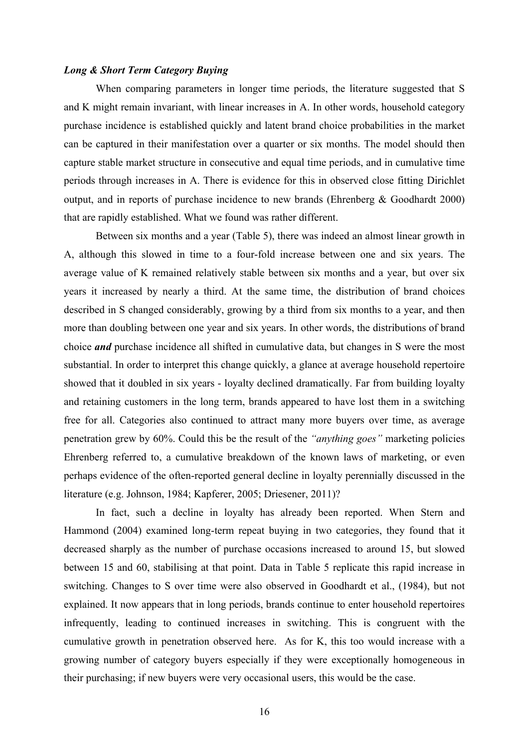***Long & Short Term Category Buying***

When comparing parameters in longer time periods, the literature suggested that S and K might remain invariant, with linear increases in A. In other words, household category purchase incidence is established quickly and latent brand choice probabilities in the market can be captured in their manifestation over a quarter or six months. The model should then capture stable market structure in consecutive and equal time periods, and in cumulative time periods through increases in A. There is evidence for this in observed close fitting Dirichlet output, and in reports of purchase incidence to new brands (Ehrenberg & Goodhardt 2000) that are rapidly established. What we found was rather different.

Between six months and a year (Table 5), there was indeed an almost linear growth in A, although this slowed in time to a four-fold increase between one and six years. The average value of K remained relatively stable between six months and a year, but over six years it increased by nearly a third. At the same time, the distribution of brand choices described in S changed considerably, growing by a third from six months to a year, and then more than doubling between one year and six years. In other words, the distributions of brand choice ***and*** purchase incidence all shifted in cumulative data, but changes in S were the most substantial. In order to interpret this change quickly, a glance at average household repertoire showed that it doubled in six years - loyalty declined dramatically. Far from building loyalty and retaining customers in the long term, brands appeared to have lost them in a switching free for all. Categories also continued to attract many more buyers over time, as average penetration grew by 60%. Could this be the result of the *"anything goes"* marketing policies Ehrenberg referred to, a cumulative breakdown of the known laws of marketing, or even perhaps evidence of the often-reported general decline in loyalty perennially discussed in the literature (e.g. Johnson, 1984; Kapferer, 2005; Driesener, 2011)?

In fact, such a decline in loyalty has already been reported. When Stern and Hammond (2004) examined long-term repeat buying in two categories, they found that it decreased sharply as the number of purchase occasions increased to around 15, but slowed between 15 and 60, stabilising at that point. Data in Table 5 replicate this rapid increase in switching. Changes to S over time were also observed in Goodhardt et al., (1984), but not explained. It now appears that in long periods, brands continue to enter household repertoires infrequently, leading to continued increases in switching. This is congruent with the cumulative growth in penetration observed here. As for K, this too would increase with a growing number of category buyers especially if they were exceptionally homogeneous in their purchasing; if new buyers were very occasional users, this would be the case.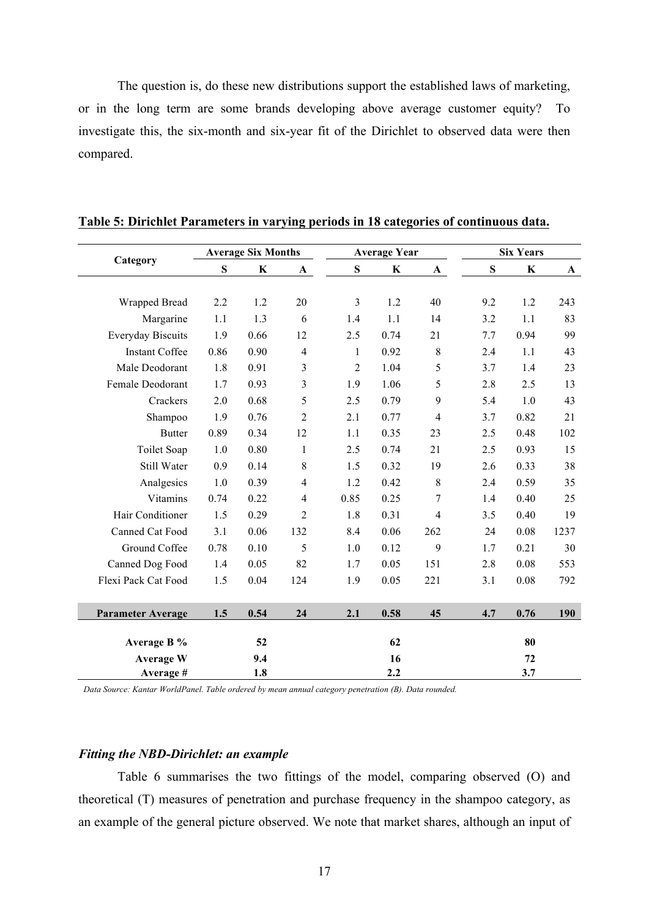The question is, do these new distributions support the established laws of marketing, or in the long term are some brands developing above average customer equity? To investigate this, the six-month and six-year fit of the Dirichlet to observed data were then compared.

**Table 5: Dirichlet Parameters in varying periods in 18 categories of continuous data.**

| Category | Average Six Months | | | Average Year | | | Six Years | | |
|---|---|---|---|---|---|---|---|---|---|
| | S | K | A | S | K | A | S | K | A |
| Wrapped Bread | 2.2 | 1.2 | 20 | 3 | 1.2 | 40 | 9.2 | 1.2 | 243 |
| Margarine | 1.1 | 1.3 | 6 | 1.4 | 1.1 | 14 | 3.2 | 1.1 | 83 |
| Everyday Biscuits | 1.9 | 0.66 | 12 | 2.5 | 0.74 | 21 | 7.7 | 0.94 | 99 |
| Instant Coffee | 0.86 | 0.90 | 4 | 1 | 0.92 | 8 | 2.4 | 1.1 | 43 |
| Male Deodorant | 1.8 | 0.91 | 3 | 2 | 1.04 | 5 | 3.7 | 1.4 | 23 |
| Female Deodorant | 1.7 | 0.93 | 3 | 1.9 | 1.06 | 5 | 2.8 | 2.5 | 13 |
| Crackers | 2.0 | 0.68 | 5 | 2.5 | 0.79 | 9 | 5.4 | 1.0 | 43 |
| Shampoo | 1.9 | 0.76 | 2 | 2.1 | 0.77 | 4 | 3.7 | 0.82 | 21 |
| Butter | 0.89 | 0.34 | 12 | 1.1 | 0.35 | 23 | 2.5 | 0.48 | 102 |
| Toilet Soap | 1.0 | 0.80 | 1 | 2.5 | 0.74 | 21 | 2.5 | 0.93 | 15 |
| Still Water | 0.9 | 0.14 | 8 | 1.5 | 0.32 | 19 | 2.6 | 0.33 | 38 |
| Analgesics | 1.0 | 0.39 | 4 | 1.2 | 0.42 | 8 | 2.4 | 0.59 | 35 |
| Vitamins | 0.74 | 0.22 | 4 | 0.85 | 0.25 | 7 | 1.4 | 0.40 | 25 |
| Hair Conditioner | 1.5 | 0.29 | 2 | 1.8 | 0.31 | 4 | 3.5 | 0.40 | 19 |
| Canned Cat Food | 3.1 | 0.06 | 132 | 8.4 | 0.06 | 262 | 24 | 0.08 | 1237 |
| Ground Coffee | 0.78 | 0.10 | 5 | 1.0 | 0.12 | 9 | 1.7 | 0.21 | 30 |
| Canned Dog Food | 1.4 | 0.05 | 82 | 1.7 | 0.05 | 151 | 2.8 | 0.08 | 553 |
| Flexi Pack Cat Food | 1.5 | 0.04 | 124 | 1.9 | 0.05 | 221 | 3.1 | 0.08 | 792 |
| **Parameter Average** | **1.5** | **0.54** | **24** | **2.1** | **0.58** | **45** | **4.7** | **0.76** | **190** |
| **Average B %** | | **52** | | | **62** | | | **80** | |
| **Average W** | | **9.4** | | | **16** | | | **72** | |
| **Average #** | | **1.8** | | | **2.2** | | | **3.7** | |

*Data Source: Kantar WorldPanel. Table ordered by mean annual category penetration (B). Data rounded.*

### *Fitting the NBD-Dirichlet: an example*

Table 6 summarises the two fittings of the model, comparing observed (O) and theoretical (T) measures of penetration and purchase frequency in the shampoo category, as an example of the general picture observed. We note that market shares, although an input of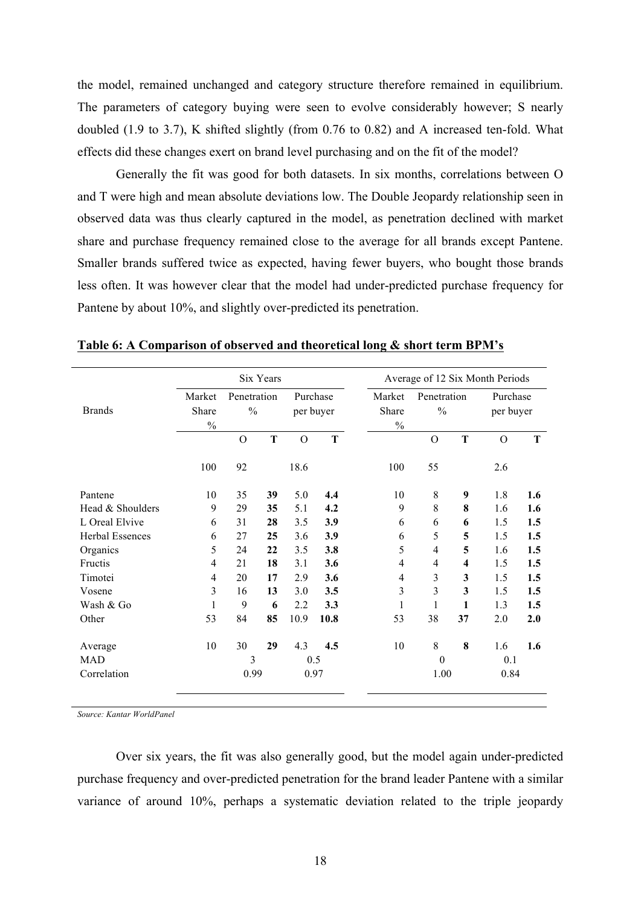the model, remained unchanged and category structure therefore remained in equilibrium. The parameters of category buying were seen to evolve considerably however; S nearly doubled (1.9 to 3.7), K shifted slightly (from 0.76 to 0.82) and A increased ten-fold. What effects did these changes exert on brand level purchasing and on the fit of the model?

Generally the fit was good for both datasets. In six months, correlations between O and T were high and mean absolute deviations low. The Double Jeopardy relationship seen in observed data was thus clearly captured in the model, as penetration declined with market share and purchase frequency remained close to the average for all brands except Pantene. Smaller brands suffered twice as expected, having fewer buyers, who bought those brands less often. It was however clear that the model had under-predicted purchase frequency for Pantene by about 10%, and slightly over-predicted its penetration.

**Table 6: A Comparison of observed and theoretical long & short term BPM's**

| | Six Years | | | | | Average of 12 Six Month Periods | | | | |
|---|---|---|---|---|---|---|---|---|---|---|
| Brands | Market Share % | Penetration % | | Purchase per buyer | | Market Share % | Penetration % | | Purchase per buyer | |
| | | O | **T** | O | **T** | | O | **T** | O | **T** |
| | 100 | 92 | | 18.6 | | 100 | 55 | | 2.6 | |
| Pantene | 10 | 35 | **39** | 5.0 | **4.4** | 10 | 8 | **9** | 1.8 | **1.6** |
| Head & Shoulders | 9 | 29 | **35** | 5.1 | **4.2** | 9 | 8 | **8** | 1.6 | **1.6** |
| L Oreal Elvive | 6 | 31 | **28** | 3.5 | **3.9** | 6 | 6 | **6** | 1.5 | **1.5** |
| Herbal Essences | 6 | 27 | **25** | 3.6 | **3.9** | 6 | 5 | **5** | 1.5 | **1.5** |
| Organics | 5 | 24 | **22** | 3.5 | **3.8** | 5 | 4 | **5** | 1.6 | **1.5** |
| Fructis | 4 | 21 | **18** | 3.1 | **3.6** | 4 | 4 | **4** | 1.5 | **1.5** |
| Timotei | 4 | 20 | **17** | 2.9 | **3.6** | 4 | 3 | **3** | 1.5 | **1.5** |
| Vosene | 3 | 16 | **13** | 3.0 | **3.5** | 3 | 3 | **3** | 1.5 | **1.5** |
| Wash & Go | 1 | 9 | **6** | 2.2 | **3.3** | 1 | 1 | **1** | 1.3 | **1.5** |
| Other | 53 | 84 | **85** | 10.9 | **10.8** | 53 | 38 | **37** | 2.0 | **2.0** |
| Average | 10 | 30 | **29** | 4.3 | **4.5** | 10 | 8 | **8** | 1.6 | **1.6** |
| MAD | | 3 | | 0.5 | | | 0 | | 0.1 | |
| Correlation | | 0.99 | | 0.97 | | | 1.00 | | 0.84 | |

*Source: Kantar WorldPanel*

Over six years, the fit was also generally good, but the model again under-predicted purchase frequency and over-predicted penetration for the brand leader Pantene with a similar variance of around 10%, perhaps a systematic deviation related to the triple jeopardy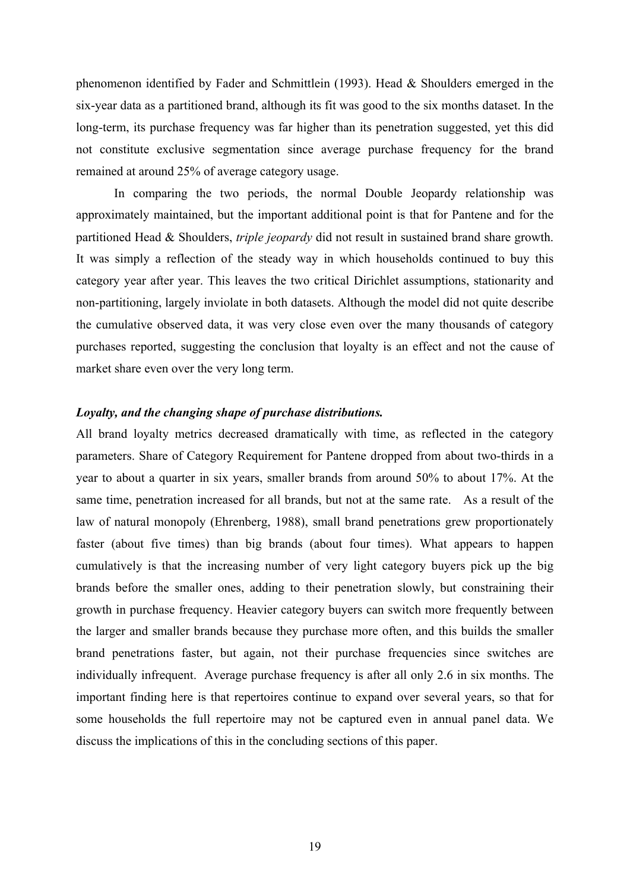phenomenon identified by Fader and Schmittlein (1993). Head & Shoulders emerged in the six-year data as a partitioned brand, although its fit was good to the six months dataset. In the long-term, its purchase frequency was far higher than its penetration suggested, yet this did not constitute exclusive segmentation since average purchase frequency for the brand remained at around 25% of average category usage.

In comparing the two periods, the normal Double Jeopardy relationship was approximately maintained, but the important additional point is that for Pantene and for the partitioned Head & Shoulders, *triple jeopardy* did not result in sustained brand share growth. It was simply a reflection of the steady way in which households continued to buy this category year after year. This leaves the two critical Dirichlet assumptions, stationarity and non-partitioning, largely inviolate in both datasets. Although the model did not quite describe the cumulative observed data, it was very close even over the many thousands of category purchases reported, suggesting the conclusion that loyalty is an effect and not the cause of market share even over the very long term.

***Loyalty, and the changing shape of purchase distributions.***

All brand loyalty metrics decreased dramatically with time, as reflected in the category parameters. Share of Category Requirement for Pantene dropped from about two-thirds in a year to about a quarter in six years, smaller brands from around 50% to about 17%. At the same time, penetration increased for all brands, but not at the same rate. As a result of the law of natural monopoly (Ehrenberg, 1988), small brand penetrations grew proportionately faster (about five times) than big brands (about four times). What appears to happen cumulatively is that the increasing number of very light category buyers pick up the big brands before the smaller ones, adding to their penetration slowly, but constraining their growth in purchase frequency. Heavier category buyers can switch more frequently between the larger and smaller brands because they purchase more often, and this builds the smaller brand penetrations faster, but again, not their purchase frequencies since switches are individually infrequent. Average purchase frequency is after all only 2.6 in six months. The important finding here is that repertoires continue to expand over several years, so that for some households the full repertoire may not be captured even in annual panel data. We discuss the implications of this in the concluding sections of this paper.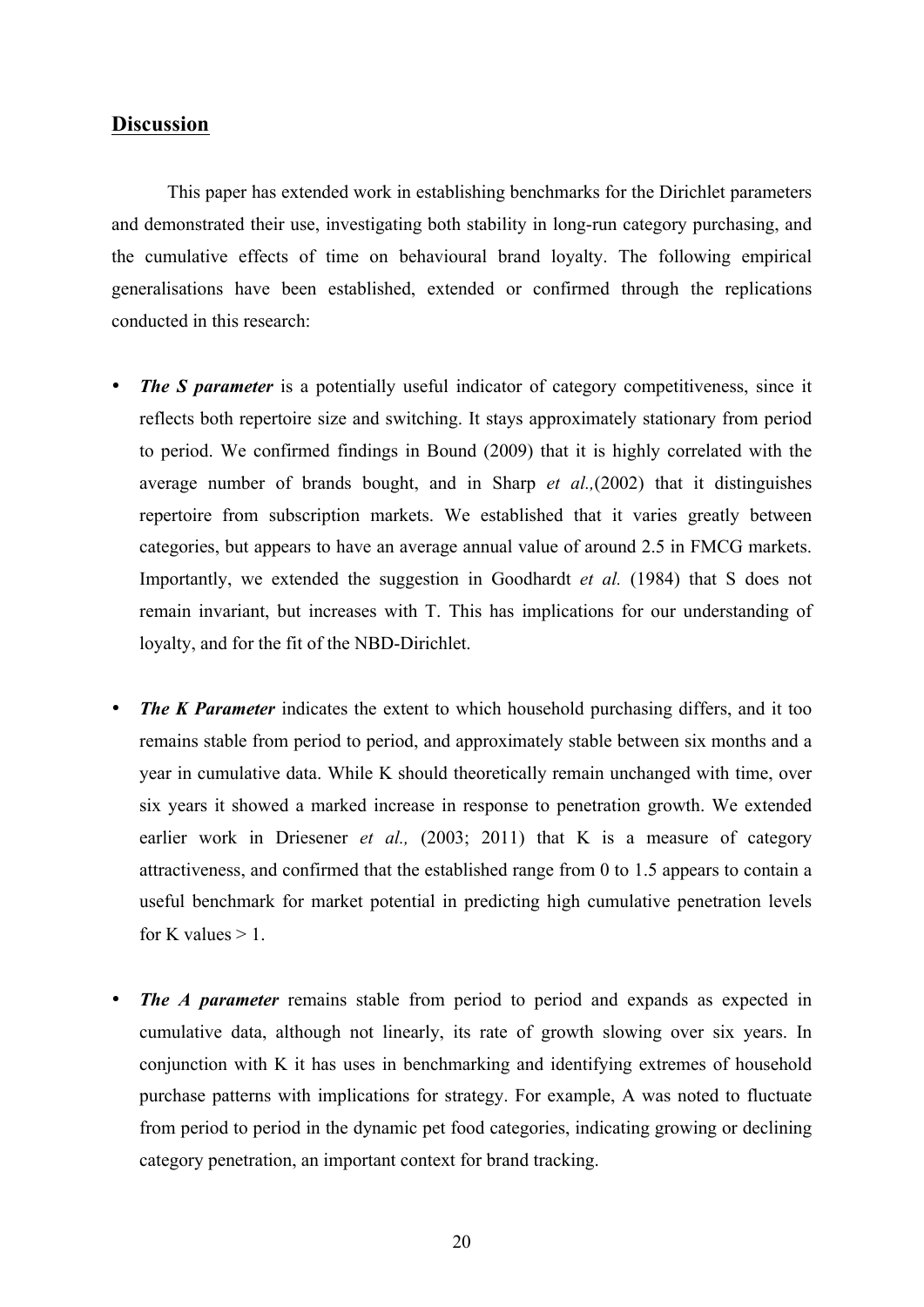## Discussion

This paper has extended work in establishing benchmarks for the Dirichlet parameters and demonstrated their use, investigating both stability in long-run category purchasing, and the cumulative effects of time on behavioural brand loyalty. The following empirical generalisations have been established, extended or confirmed through the replications conducted in this research:

- ***The S parameter*** is a potentially useful indicator of category competitiveness, since it reflects both repertoire size and switching. It stays approximately stationary from period to period. We confirmed findings in Bound (2009) that it is highly correlated with the average number of brands bought, and in Sharp *et al.,*(2002) that it distinguishes repertoire from subscription markets. We established that it varies greatly between categories, but appears to have an average annual value of around 2.5 in FMCG markets. Importantly, we extended the suggestion in Goodhardt *et al.* (1984) that S does not remain invariant, but increases with T. This has implications for our understanding of loyalty, and for the fit of the NBD-Dirichlet.

- ***The K Parameter*** indicates the extent to which household purchasing differs, and it too remains stable from period to period, and approximately stable between six months and a year in cumulative data. While K should theoretically remain unchanged with time, over six years it showed a marked increase in response to penetration growth. We extended earlier work in Driesener *et al.,* (2003; 2011) that K is a measure of category attractiveness, and confirmed that the established range from 0 to 1.5 appears to contain a useful benchmark for market potential in predicting high cumulative penetration levels for K values > 1.

- ***The A parameter*** remains stable from period to period and expands as expected in cumulative data, although not linearly, its rate of growth slowing over six years. In conjunction with K it has uses in benchmarking and identifying extremes of household purchase patterns with implications for strategy. For example, A was noted to fluctuate from period to period in the dynamic pet food categories, indicating growing or declining category penetration, an important context for brand tracking.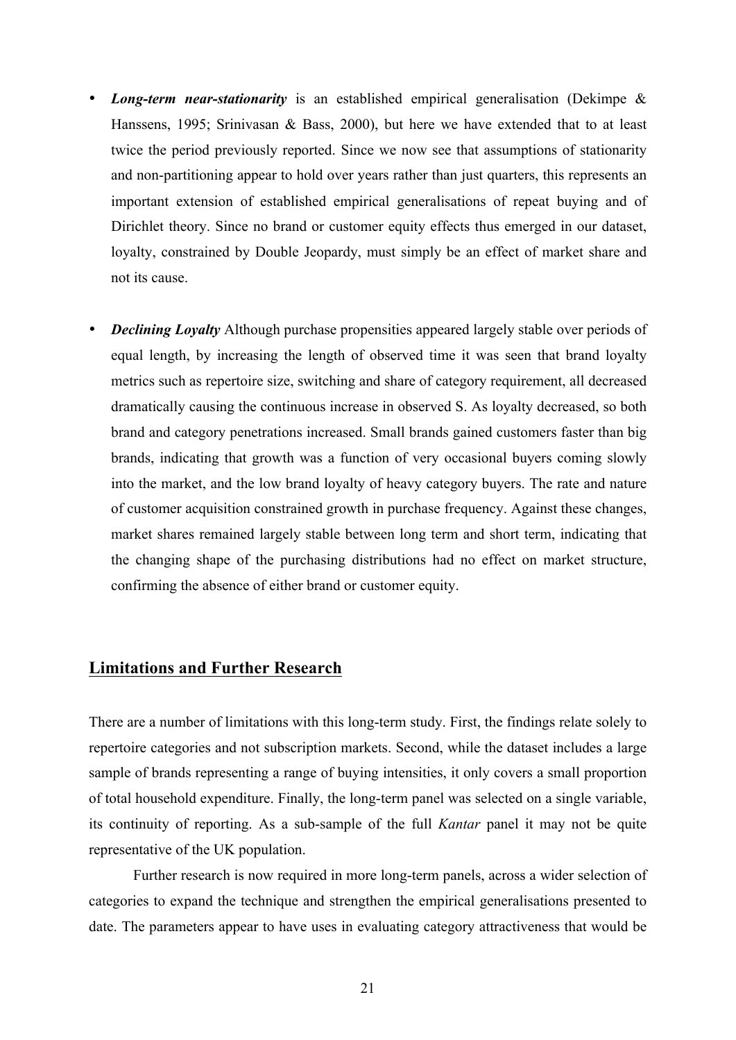- ***Long-term near-stationarity*** is an established empirical generalisation (Dekimpe & Hanssens, 1995; Srinivasan & Bass, 2000), but here we have extended that to at least twice the period previously reported. Since we now see that assumptions of stationarity and non-partitioning appear to hold over years rather than just quarters, this represents an important extension of established empirical generalisations of repeat buying and of Dirichlet theory. Since no brand or customer equity effects thus emerged in our dataset, loyalty, constrained by Double Jeopardy, must simply be an effect of market share and not its cause.

- ***Declining Loyalty*** Although purchase propensities appeared largely stable over periods of equal length, by increasing the length of observed time it was seen that brand loyalty metrics such as repertoire size, switching and share of category requirement, all decreased dramatically causing the continuous increase in observed S. As loyalty decreased, so both brand and category penetrations increased. Small brands gained customers faster than big brands, indicating that growth was a function of very occasional buyers coming slowly into the market, and the low brand loyalty of heavy category buyers. The rate and nature of customer acquisition constrained growth in purchase frequency. Against these changes, market shares remained largely stable between long term and short term, indicating that the changing shape of the purchasing distributions had no effect on market structure, confirming the absence of either brand or customer equity.

## Limitations and Further Research

There are a number of limitations with this long-term study. First, the findings relate solely to repertoire categories and not subscription markets. Second, while the dataset includes a large sample of brands representing a range of buying intensities, it only covers a small proportion of total household expenditure. Finally, the long-term panel was selected on a single variable, its continuity of reporting. As a sub-sample of the full *Kantar* panel it may not be quite representative of the UK population.

Further research is now required in more long-term panels, across a wider selection of categories to expand the technique and strengthen the empirical generalisations presented to date. The parameters appear to have uses in evaluating category attractiveness that would be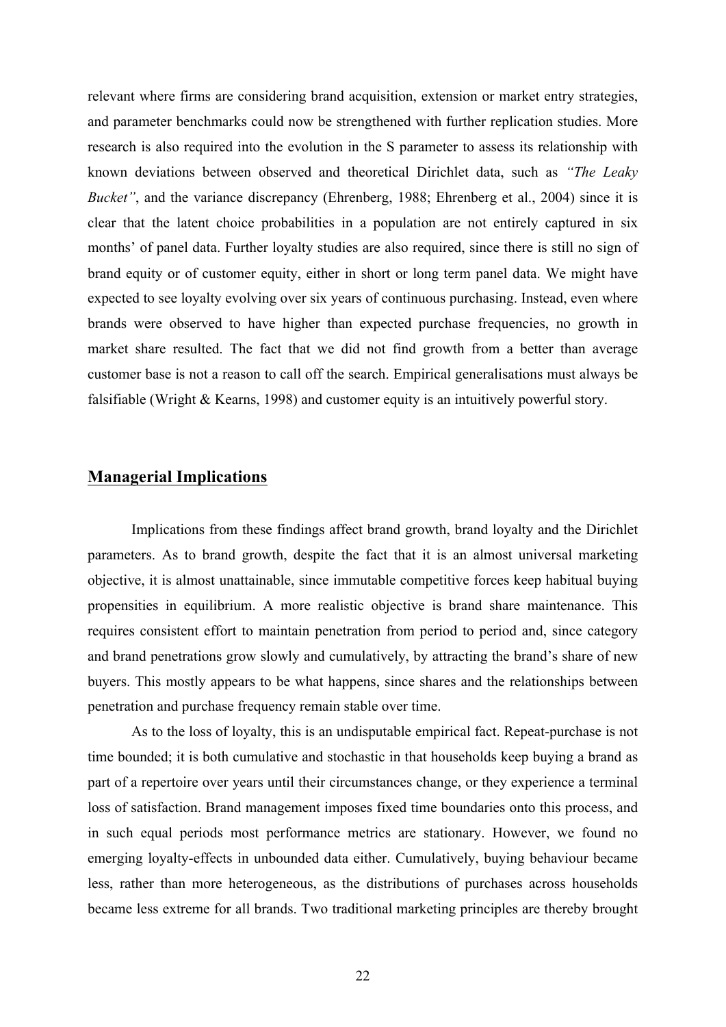relevant where firms are considering brand acquisition, extension or market entry strategies, and parameter benchmarks could now be strengthened with further replication studies. More research is also required into the evolution in the S parameter to assess its relationship with known deviations between observed and theoretical Dirichlet data, such as *"The Leaky Bucket"*, and the variance discrepancy (Ehrenberg, 1988; Ehrenberg et al., 2004) since it is clear that the latent choice probabilities in a population are not entirely captured in six months' of panel data. Further loyalty studies are also required, since there is still no sign of brand equity or of customer equity, either in short or long term panel data. We might have expected to see loyalty evolving over six years of continuous purchasing. Instead, even where brands were observed to have higher than expected purchase frequencies, no growth in market share resulted. The fact that we did not find growth from a better than average customer base is not a reason to call off the search. Empirical generalisations must always be falsifiable (Wright & Kearns, 1998) and customer equity is an intuitively powerful story.

## Managerial Implications

Implications from these findings affect brand growth, brand loyalty and the Dirichlet parameters. As to brand growth, despite the fact that it is an almost universal marketing objective, it is almost unattainable, since immutable competitive forces keep habitual buying propensities in equilibrium. A more realistic objective is brand share maintenance. This requires consistent effort to maintain penetration from period to period and, since category and brand penetrations grow slowly and cumulatively, by attracting the brand's share of new buyers. This mostly appears to be what happens, since shares and the relationships between penetration and purchase frequency remain stable over time.

As to the loss of loyalty, this is an undisputable empirical fact. Repeat-purchase is not time bounded; it is both cumulative and stochastic in that households keep buying a brand as part of a repertoire over years until their circumstances change, or they experience a terminal loss of satisfaction. Brand management imposes fixed time boundaries onto this process, and in such equal periods most performance metrics are stationary. However, we found no emerging loyalty-effects in unbounded data either. Cumulatively, buying behaviour became less, rather than more heterogeneous, as the distributions of purchases across households became less extreme for all brands. Two traditional marketing principles are thereby brought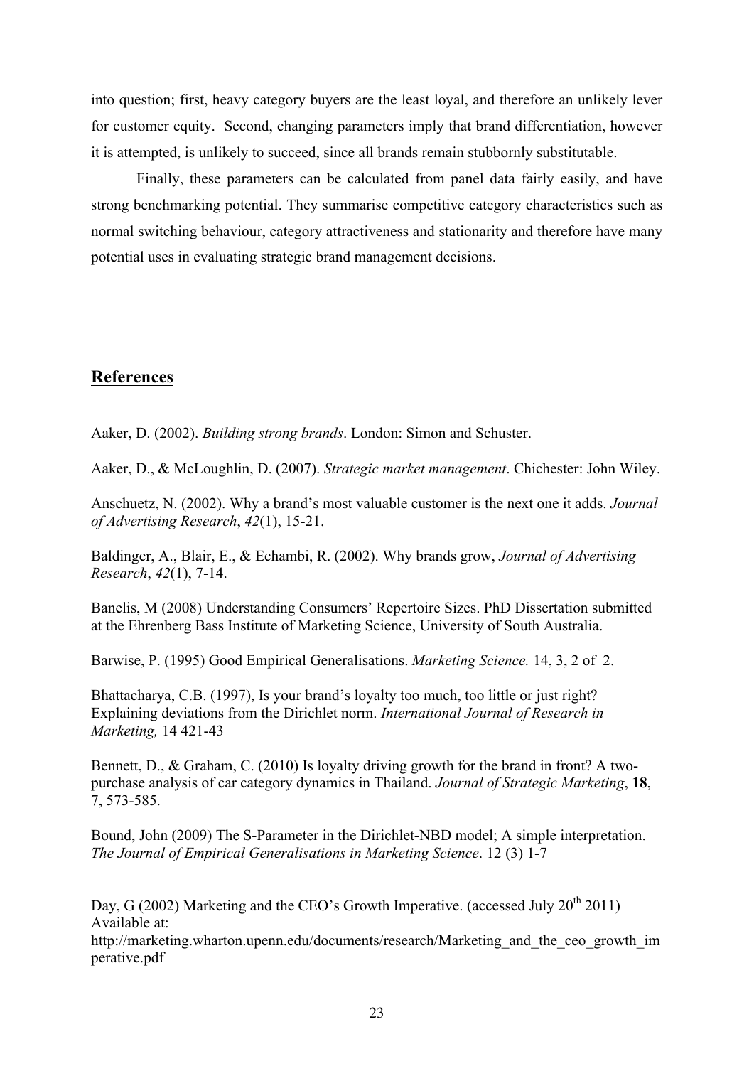into question; first, heavy category buyers are the least loyal, and therefore an unlikely lever for customer equity. Second, changing parameters imply that brand differentiation, however it is attempted, is unlikely to succeed, since all brands remain stubbornly substitutable.

Finally, these parameters can be calculated from panel data fairly easily, and have strong benchmarking potential. They summarise competitive category characteristics such as normal switching behaviour, category attractiveness and stationarity and therefore have many potential uses in evaluating strategic brand management decisions.

## References

Aaker, D. (2002). *Building strong brands*. London: Simon and Schuster.

Aaker, D., & McLoughlin, D. (2007). *Strategic market management*. Chichester: John Wiley.

Anschuetz, N. (2002). Why a brand's most valuable customer is the next one it adds. *Journal of Advertising Research*, *42*(1), 15-21.

Baldinger, A., Blair, E., & Echambi, R. (2002). Why brands grow, *Journal of Advertising Research*, *42*(1), 7-14.

Banelis, M (2008) Understanding Consumers' Repertoire Sizes. PhD Dissertation submitted at the Ehrenberg Bass Institute of Marketing Science, University of South Australia.

Barwise, P. (1995) Good Empirical Generalisations. *Marketing Science.* 14, 3, 2 of 2.

Bhattacharya, C.B. (1997), Is your brand's loyalty too much, too little or just right? Explaining deviations from the Dirichlet norm. *International Journal of Research in Marketing,* 14 421-43

Bennett, D., & Graham, C. (2010) Is loyalty driving growth for the brand in front? A two-purchase analysis of car category dynamics in Thailand. *Journal of Strategic Marketing*, **18**, 7, 573-585.

Bound, John (2009) The S-Parameter in the Dirichlet-NBD model; A simple interpretation. *The Journal of Empirical Generalisations in Marketing Science*. 12 (3) 1-7

Day, G (2002) Marketing and the CEO's Growth Imperative. (accessed July 20th 2011) Available at: http://marketing.wharton.upenn.edu/documents/research/Marketing_and_the_ceo_growth_imperative.pdf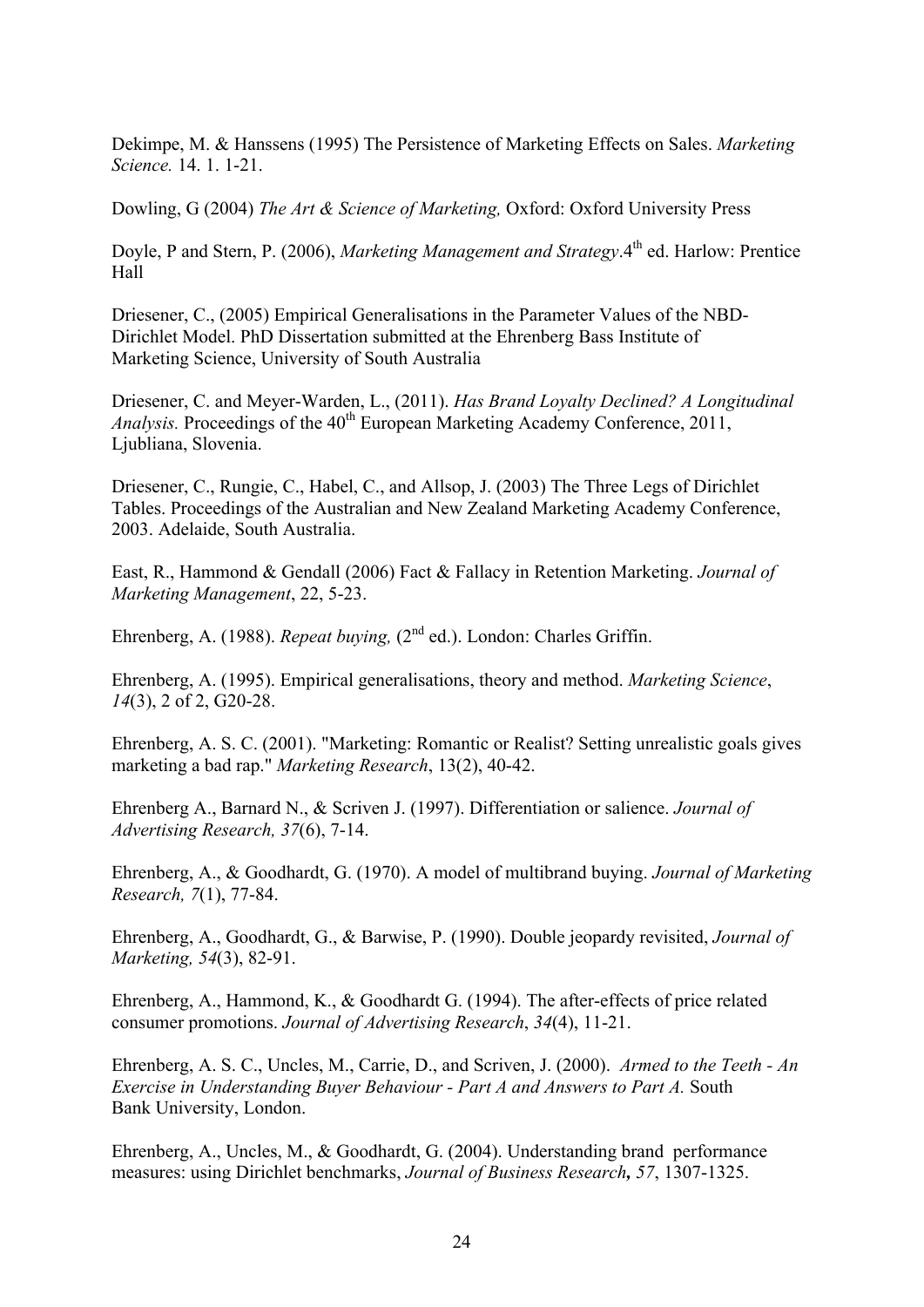Dekimpe, M. & Hanssens (1995) The Persistence of Marketing Effects on Sales. *Marketing Science.* 14. 1. 1-21.

Dowling, G (2004) *The Art & Science of Marketing,* Oxford: Oxford University Press

Doyle, P and Stern, P. (2006), *Marketing Management and Strategy*.4th ed. Harlow: Prentice Hall

Driesener, C., (2005) Empirical Generalisations in the Parameter Values of the NBD-Dirichlet Model. PhD Dissertation submitted at the Ehrenberg Bass Institute of Marketing Science, University of South Australia

Driesener, C. and Meyer-Warden, L., (2011). *Has Brand Loyalty Declined? A Longitudinal Analysis.* Proceedings of the 40th European Marketing Academy Conference, 2011, Ljubliana, Slovenia.

Driesener, C., Rungie, C., Habel, C., and Allsop, J. (2003) The Three Legs of Dirichlet Tables. Proceedings of the Australian and New Zealand Marketing Academy Conference, 2003. Adelaide, South Australia.

East, R., Hammond & Gendall (2006) Fact & Fallacy in Retention Marketing. *Journal of Marketing Management*, 22, 5-23.

Ehrenberg, A. (1988). *Repeat buying,* (2nd ed.). London: Charles Griffin.

Ehrenberg, A. (1995). Empirical generalisations, theory and method. *Marketing Science*, *14*(3), 2 of 2, G20-28.

Ehrenberg, A. S. C. (2001). "Marketing: Romantic or Realist? Setting unrealistic goals gives marketing a bad rap." *Marketing Research*, 13(2), 40-42.

Ehrenberg A., Barnard N., & Scriven J. (1997). Differentiation or salience. *Journal of Advertising Research, 37*(6), 7-14.

Ehrenberg, A., & Goodhardt, G. (1970). A model of multibrand buying. *Journal of Marketing Research, 7*(1), 77-84.

Ehrenberg, A., Goodhardt, G., & Barwise, P. (1990). Double jeopardy revisited, *Journal of Marketing, 54*(3), 82-91.

Ehrenberg, A., Hammond, K., & Goodhardt G. (1994). The after-effects of price related consumer promotions. *Journal of Advertising Research*, *34*(4), 11-21.

Ehrenberg, A. S. C., Uncles, M., Carrie, D., and Scriven, J. (2000). *Armed to the Teeth - An Exercise in Understanding Buyer Behaviour - Part A and Answers to Part A.* South Bank University, London.

Ehrenberg, A., Uncles, M., & Goodhardt, G. (2004). Understanding brand performance measures: using Dirichlet benchmarks, *Journal of Business Research**, 57*, 1307-1325.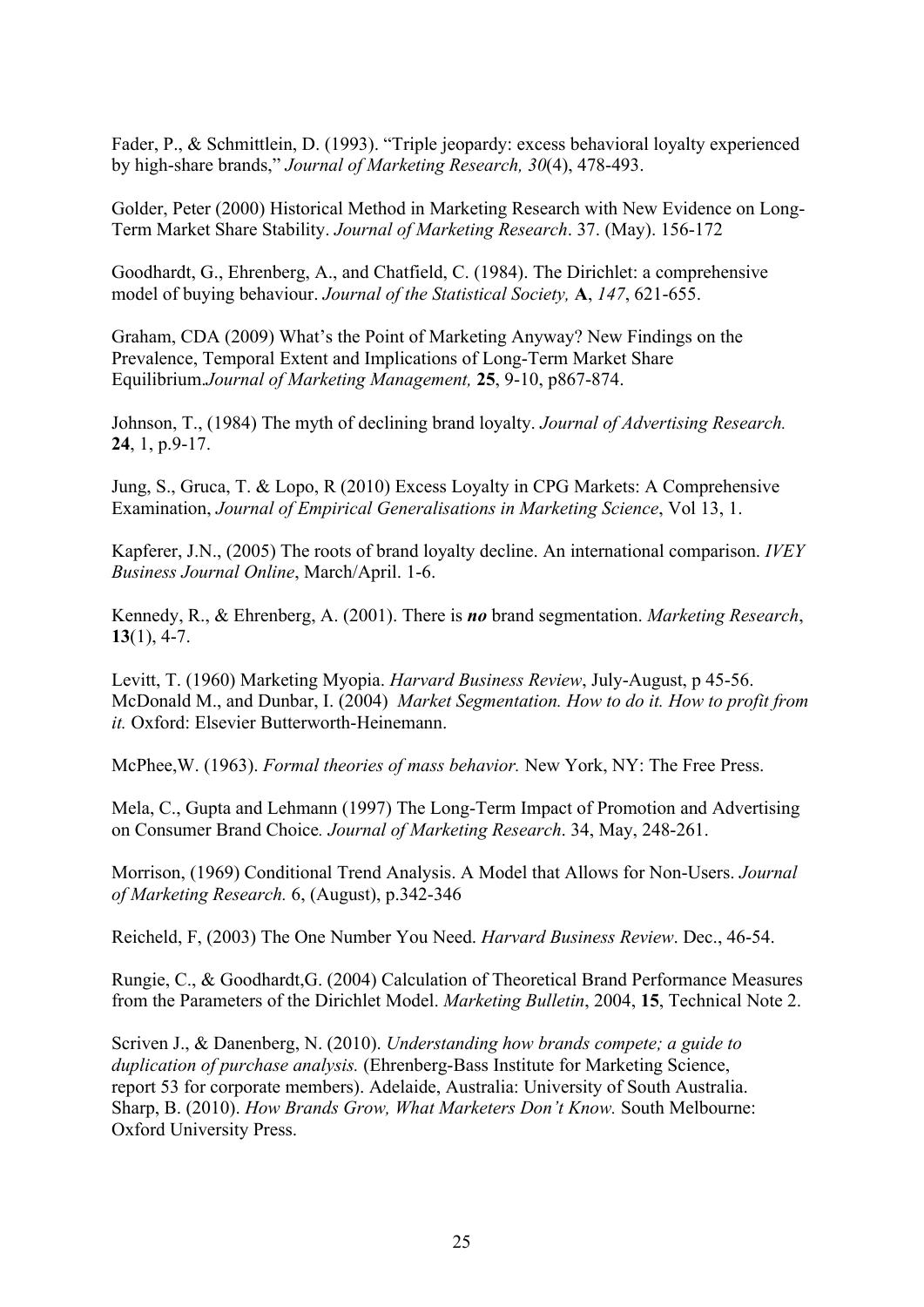Fader, P., & Schmittlein, D. (1993). "Triple jeopardy: excess behavioral loyalty experienced by high-share brands," *Journal of Marketing Research, 30*(4), 478-493.

Golder, Peter (2000) Historical Method in Marketing Research with New Evidence on Long-Term Market Share Stability. *Journal of Marketing Research*. 37. (May). 156-172

Goodhardt, G., Ehrenberg, A., and Chatfield, C. (1984). The Dirichlet: a comprehensive model of buying behaviour. *Journal of the Statistical Society,* **A**, *147*, 621-655.

Graham, CDA (2009) What's the Point of Marketing Anyway? New Findings on the Prevalence, Temporal Extent and Implications of Long-Term Market Share Equilibrium.*Journal of Marketing Management,* **25**, 9-10, p867-874.

Johnson, T., (1984) The myth of declining brand loyalty. *Journal of Advertising Research.* **24**, 1, p.9-17.

Jung, S., Gruca, T. & Lopo, R (2010) Excess Loyalty in CPG Markets: A Comprehensive Examination, *Journal of Empirical Generalisations in Marketing Science*, Vol 13, 1.

Kapferer, J.N., (2005) The roots of brand loyalty decline. An international comparison. *IVEY Business Journal Online*, March/April. 1-6.

Kennedy, R., & Ehrenberg, A. (2001). There is ***no*** brand segmentation. *Marketing Research*, **13**(1), 4-7.

Levitt, T. (1960) Marketing Myopia. *Harvard Business Review*, July-August, p 45-56.
McDonald M., and Dunbar, I. (2004) *Market Segmentation. How to do it. How to profit from it.* Oxford: Elsevier Butterworth-Heinemann.

McPhee,W. (1963). *Formal theories of mass behavior.* New York, NY: The Free Press.

Mela, C., Gupta and Lehmann (1997) The Long-Term Impact of Promotion and Advertising on Consumer Brand Choice*. Journal of Marketing Research*. 34, May, 248-261.

Morrison, (1969) Conditional Trend Analysis. A Model that Allows for Non-Users. *Journal of Marketing Research.* 6, (August), p.342-346

Reicheld, F, (2003) The One Number You Need. *Harvard Business Review*. Dec., 46-54.

Rungie, C., & Goodhardt,G. (2004) Calculation of Theoretical Brand Performance Measures from the Parameters of the Dirichlet Model. *Marketing Bulletin*, 2004, **15**, Technical Note 2.

Scriven J., & Danenberg, N. (2010). *Understanding how brands compete; a guide to duplication of purchase analysis.* (Ehrenberg-Bass Institute for Marketing Science, report 53 for corporate members). Adelaide, Australia: University of South Australia.
Sharp, B. (2010). *How Brands Grow, What Marketers Don't Know.* South Melbourne: Oxford University Press.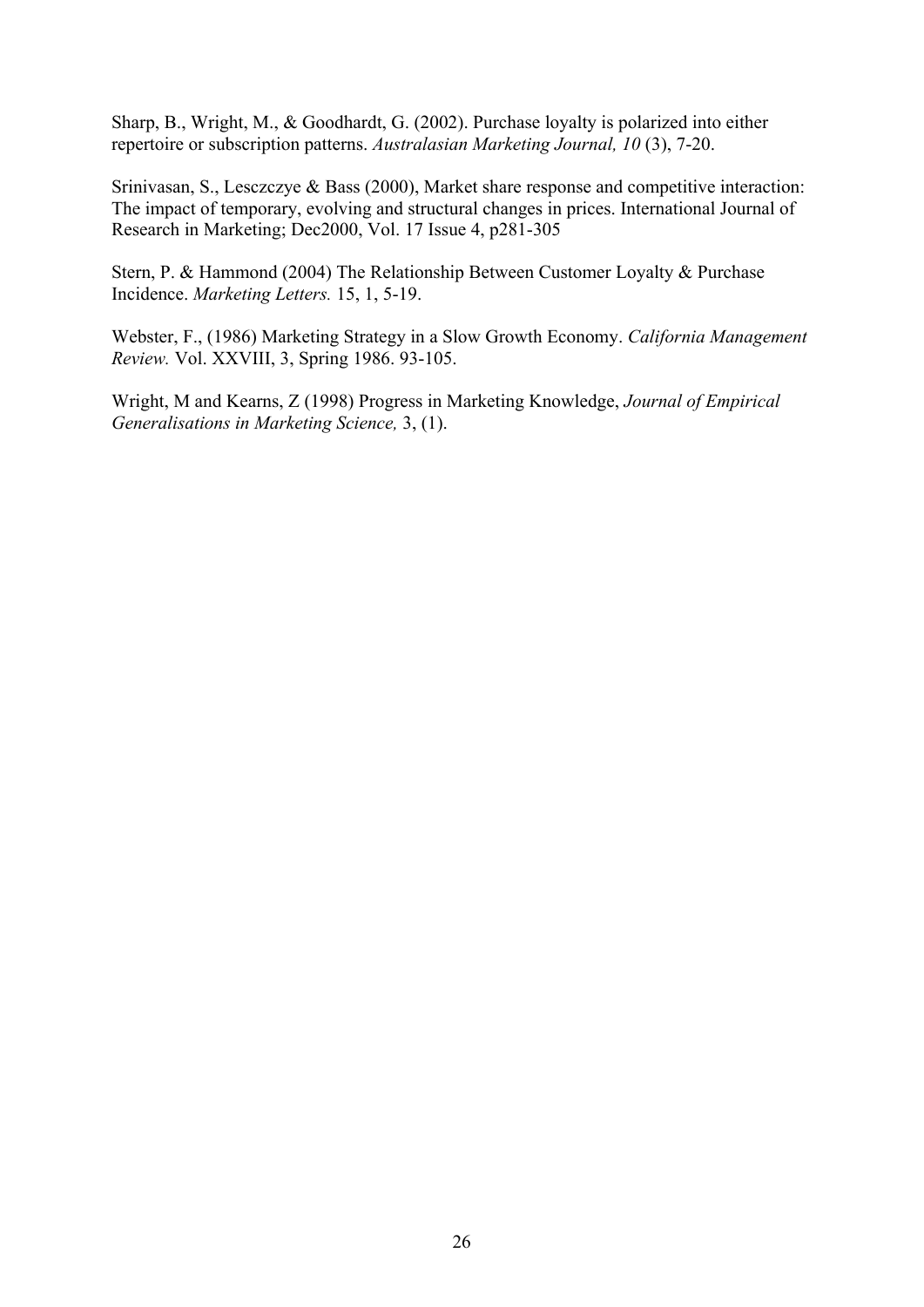Sharp, B., Wright, M., & Goodhardt, G. (2002). Purchase loyalty is polarized into either repertoire or subscription patterns. *Australasian Marketing Journal, 10* (3), 7-20.

Srinivasan, S., Lesczczye & Bass (2000), Market share response and competitive interaction: The impact of temporary, evolving and structural changes in prices. International Journal of Research in Marketing; Dec2000, Vol. 17 Issue 4, p281-305

Stern, P. & Hammond (2004) The Relationship Between Customer Loyalty & Purchase Incidence. *Marketing Letters.* 15, 1, 5-19.

Webster, F., (1986) Marketing Strategy in a Slow Growth Economy. *California Management Review.* Vol. XXVIII, 3, Spring 1986. 93-105.

Wright, M and Kearns, Z (1998) Progress in Marketing Knowledge, *Journal of Empirical Generalisations in Marketing Science,* 3, (1).